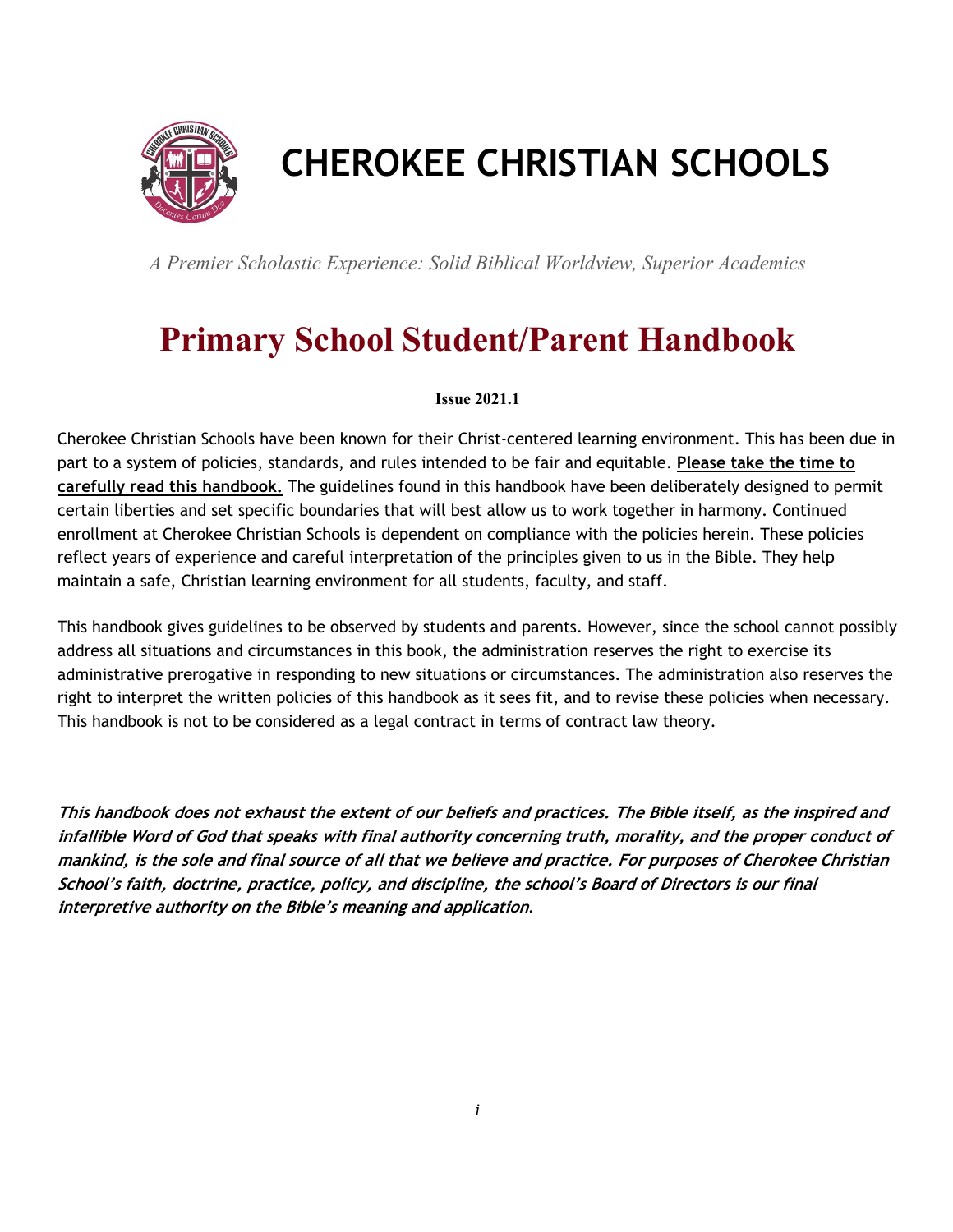# CHEROKEE CHRISTIAN SCHOOLS

*A Premier Scholastic Experience: Solid Biblical Worldview, Superior Academics*

# Primary School Student/Parent Handbook

**Issue 2021.1**

Cherokee Christian Schools have been known for their Christ-centered learning environment. This has been due in part to a system of policies, standards, and rules intended to be fair and equitable. **Please take the time to carefully read this handbook.** The guidelines found in this handbook have been deliberately designed to permit certain liberties and set specific boundaries that will best allow us to work together in harmony. Continued enrollment at Cherokee Christian Schools is dependent on compliance with the policies herein. These policies reflect years of experience and careful interpretation of the principles given to us in the Bible. They help maintain a safe, Christian learning environment for all students, faculty, and staff.

This handbook gives guidelines to be observed by students and parents. However, since the school cannot possibly address all situations and circumstances in this book, the administration reserves the right to exercise its administrative prerogative in responding to new situations or circumstances. The administration also reserves the right to interpret the written policies of this handbook as it sees fit, and to revise these policies when necessary. This handbook is not to be considered as a legal contract in terms of contract law theory.

***This handbook does not exhaust the extent of our beliefs and practices. The Bible itself, as the inspired and infallible Word of God that speaks with final authority concerning truth, morality, and the proper conduct of mankind, is the sole and final source of all that we believe and practice. For purposes of Cherokee Christian School's faith, doctrine, practice, policy, and discipline, the school's Board of Directors is our final interpretive authority on the Bible's meaning and application.***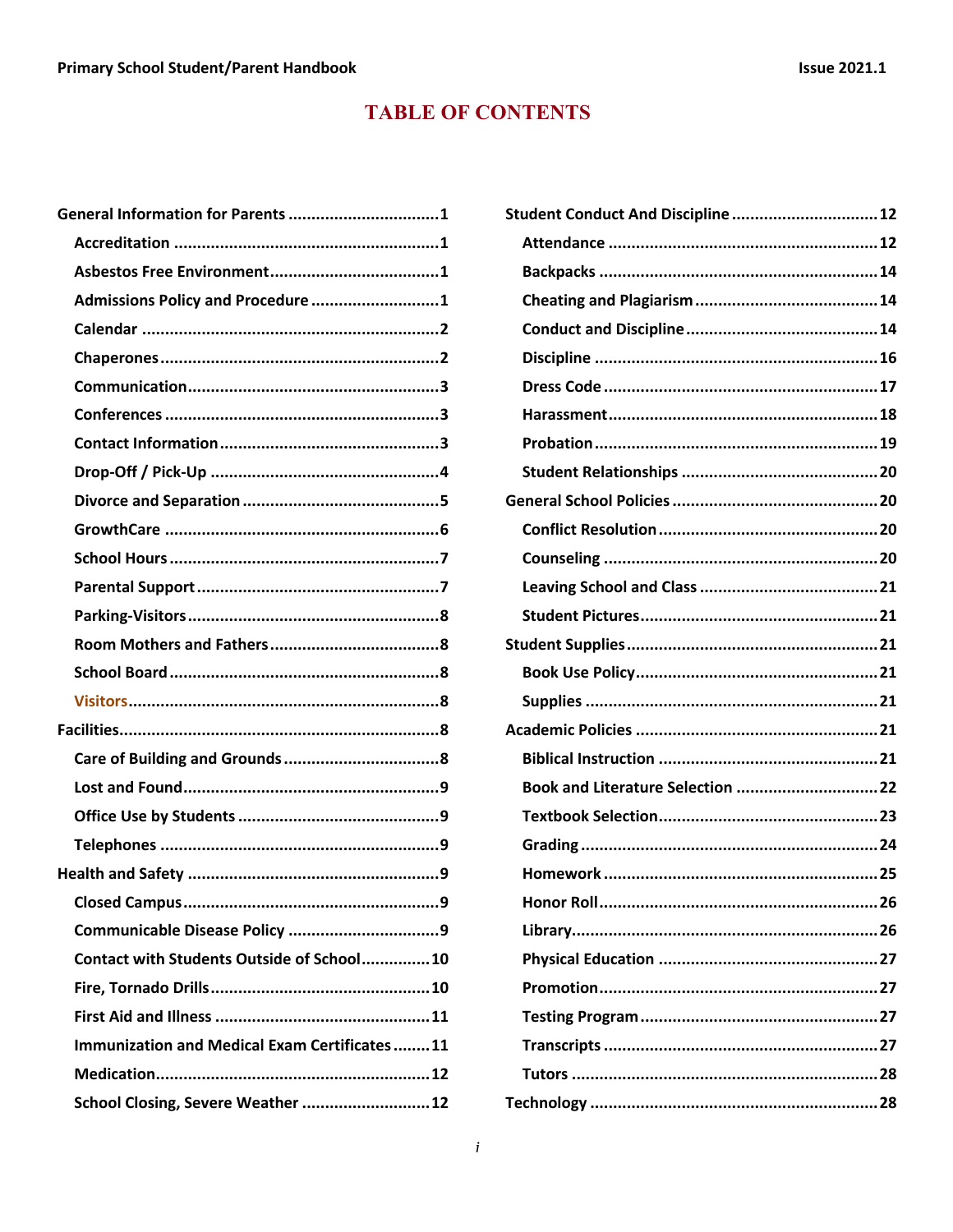# TABLE OF CONTENTS

- **General Information for Parents** .....1
  - **Accreditation** .....1
  - **Asbestos Free Environment** .....1
  - **Admissions Policy and Procedure** .....1
  - **Calendar** .....2
  - **Chaperones** .....2
  - **Communication** .....3
  - **Conferences** .....3
  - **Contact Information** .....3
  - **Drop-Off / Pick-Up** .....4
  - **Divorce and Separation** .....5
  - **GrowthCare** .....6
  - **School Hours** .....7
  - **Parental Support** .....7
  - **Parking-Visitors** .....8
  - **Room Mothers and Fathers** .....8
  - **School Board** .....8
  - **Visitors** .....8
- **Facilities** .....8
  - **Care of Building and Grounds** .....8
  - **Lost and Found** .....9
  - **Office Use by Students** .....9
  - **Telephones** .....9
- **Health and Safety** .....9
  - **Closed Campus** .....9
  - **Communicable Disease Policy** .....9
  - **Contact with Students Outside of School** .....10
  - **Fire, Tornado Drills** .....10
  - **First Aid and Illness** .....11
  - **Immunization and Medical Exam Certificates** .....11
  - **Medication** .....12
  - **School Closing, Severe Weather** .....12
- **Student Conduct And Discipline** .....12
  - **Attendance** .....12
  - **Backpacks** .....14
  - **Cheating and Plagiarism** .....14
  - **Conduct and Discipline** .....14
  - **Discipline** .....16
  - **Dress Code** .....17
  - **Harassment** .....18
  - **Probation** .....19
  - **Student Relationships** .....20
- **General School Policies** .....20
  - **Conflict Resolution** .....20
  - **Counseling** .....20
  - **Leaving School and Class** .....21
  - **Student Pictures** .....21
- **Student Supplies** .....21
  - **Book Use Policy** .....21
  - **Supplies** .....21
- **Academic Policies** .....21
  - **Biblical Instruction** .....21
  - **Book and Literature Selection** .....22
  - **Textbook Selection** .....23
  - **Grading** .....24
  - **Homework** .....25
  - **Honor Roll** .....26
  - **Library** .....26
  - **Physical Education** .....27
  - **Promotion** .....27
  - **Testing Program** .....27
  - **Transcripts** .....27
  - **Tutors** .....28
- **Technology** .....28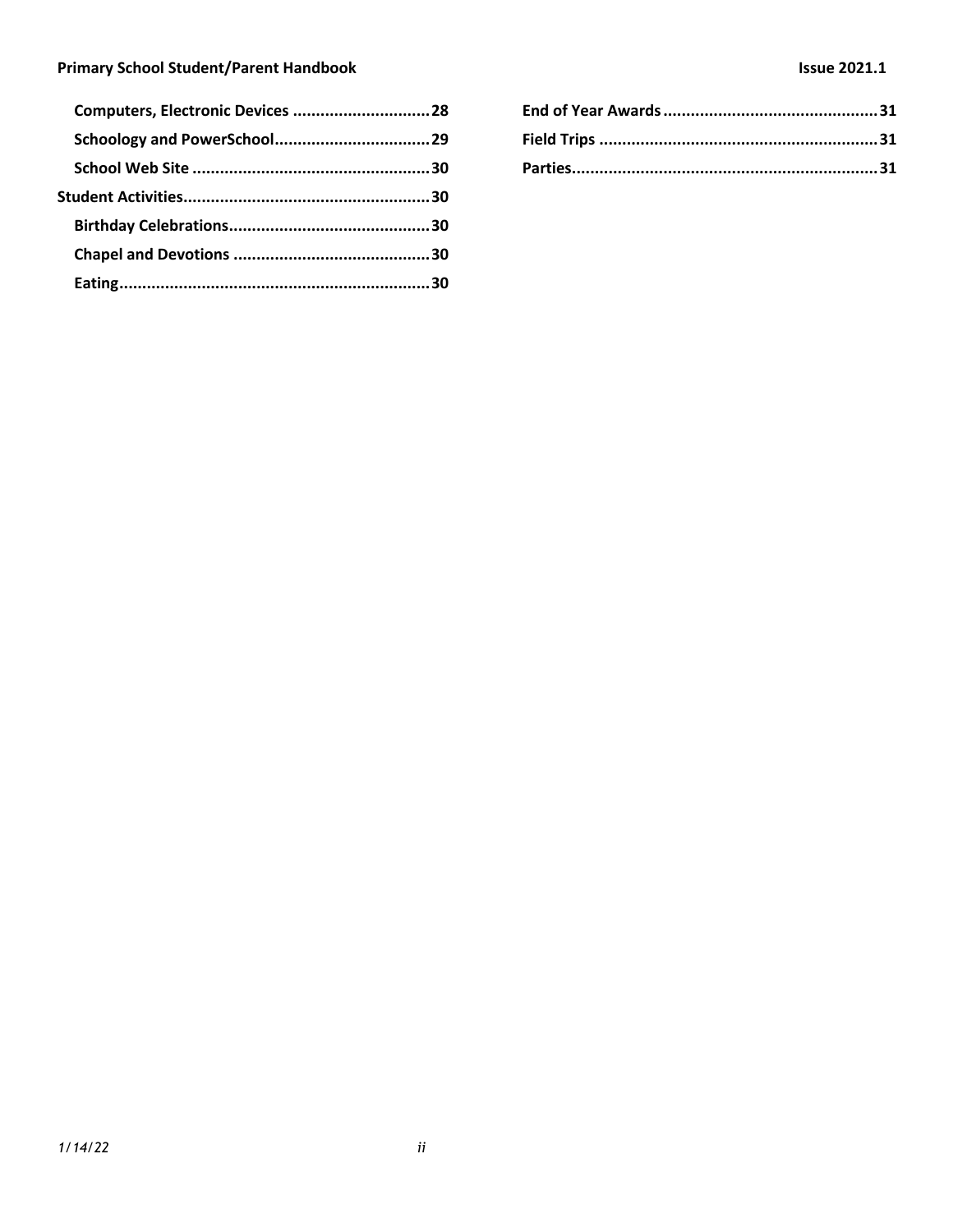- **Computers, Electronic Devices** .............................. 28
- **Schoology and PowerSchool** .................................. 29
- **School Web Site** .................................................... 30

**Student Activities** ...................................................... 30

- **Birthday Celebrations** ............................................ 30
- **Chapel and Devotions** ........................................... 30
- **Eating** .................................................................... 30
- **End of Year Awards** ............................................... 31
- **Field Trips** ............................................................. 31
- **Parties** ................................................................... 31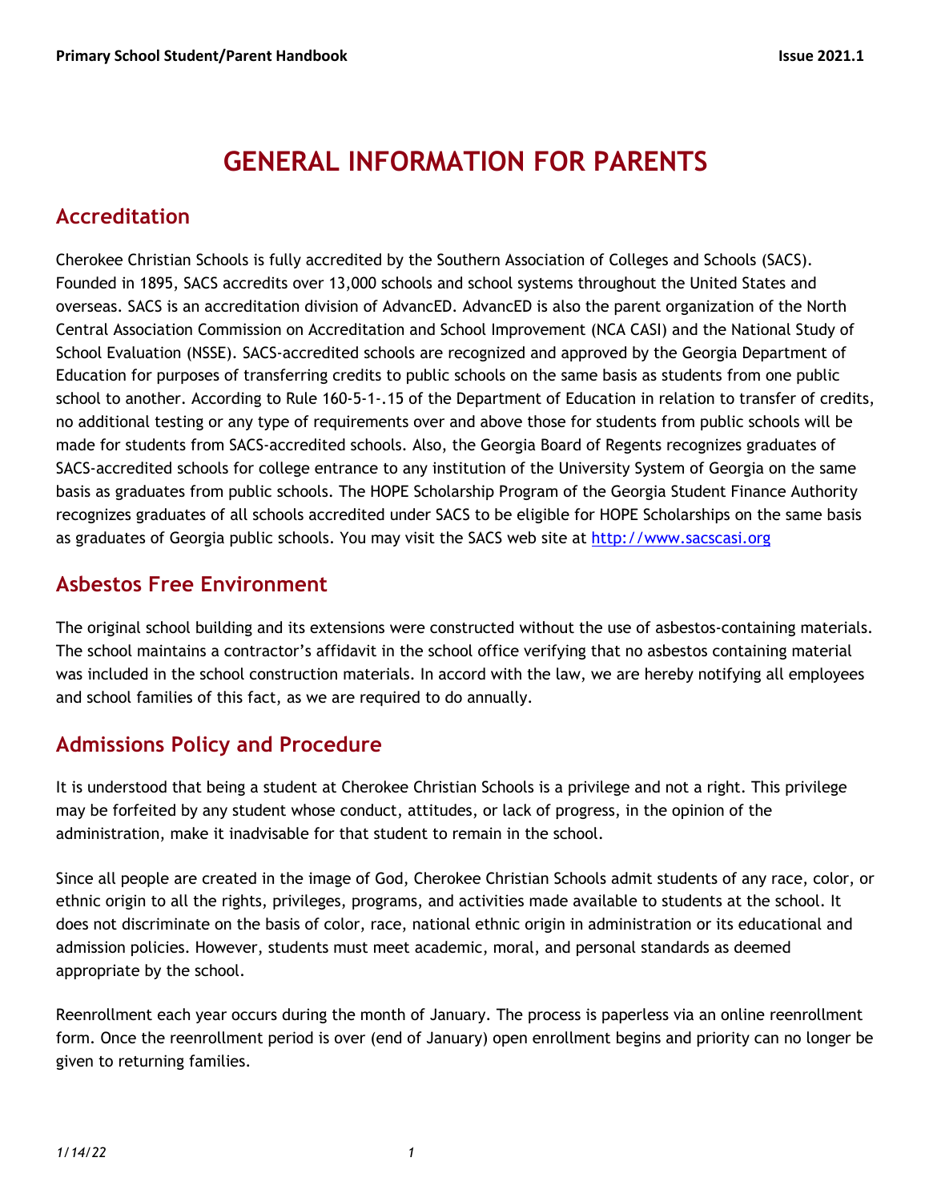# GENERAL INFORMATION FOR PARENTS

## Accreditation

Cherokee Christian Schools is fully accredited by the Southern Association of Colleges and Schools (SACS). Founded in 1895, SACS accredits over 13,000 schools and school systems throughout the United States and overseas. SACS is an accreditation division of AdvancED. AdvancED is also the parent organization of the North Central Association Commission on Accreditation and School Improvement (NCA CASI) and the National Study of School Evaluation (NSSE). SACS-accredited schools are recognized and approved by the Georgia Department of Education for purposes of transferring credits to public schools on the same basis as students from one public school to another. According to Rule 160-5-1-.15 of the Department of Education in relation to transfer of credits, no additional testing or any type of requirements over and above those for students from public schools will be made for students from SACS-accredited schools. Also, the Georgia Board of Regents recognizes graduates of SACS-accredited schools for college entrance to any institution of the University System of Georgia on the same basis as graduates from public schools. The HOPE Scholarship Program of the Georgia Student Finance Authority recognizes graduates of all schools accredited under SACS to be eligible for HOPE Scholarships on the same basis as graduates of Georgia public schools. You may visit the SACS web site at http://www.sacscasi.org

## Asbestos Free Environment

The original school building and its extensions were constructed without the use of asbestos-containing materials. The school maintains a contractor's affidavit in the school office verifying that no asbestos containing material was included in the school construction materials. In accord with the law, we are hereby notifying all employees and school families of this fact, as we are required to do annually.

## Admissions Policy and Procedure

It is understood that being a student at Cherokee Christian Schools is a privilege and not a right. This privilege may be forfeited by any student whose conduct, attitudes, or lack of progress, in the opinion of the administration, make it inadvisable for that student to remain in the school.

Since all people are created in the image of God, Cherokee Christian Schools admit students of any race, color, or ethnic origin to all the rights, privileges, programs, and activities made available to students at the school. It does not discriminate on the basis of color, race, national ethnic origin in administration or its educational and admission policies. However, students must meet academic, moral, and personal standards as deemed appropriate by the school.

Reenrollment each year occurs during the month of January. The process is paperless via an online reenrollment form. Once the reenrollment period is over (end of January) open enrollment begins and priority can no longer be given to returning families.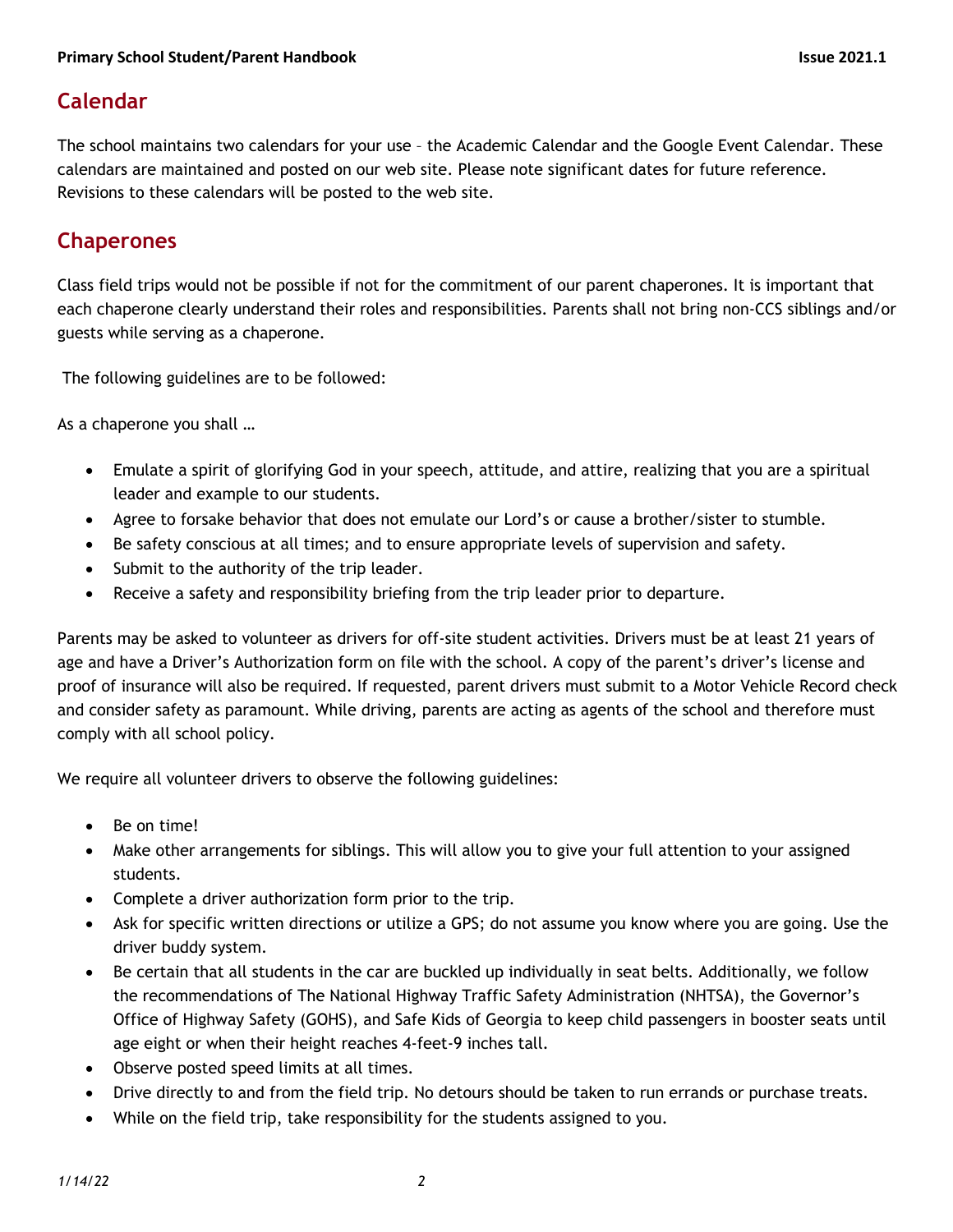## Calendar

The school maintains two calendars for your use – the Academic Calendar and the Google Event Calendar. These calendars are maintained and posted on our web site. Please note significant dates for future reference. Revisions to these calendars will be posted to the web site.

## Chaperones

Class field trips would not be possible if not for the commitment of our parent chaperones. It is important that each chaperone clearly understand their roles and responsibilities. Parents shall not bring non-CCS siblings and/or guests while serving as a chaperone.

The following guidelines are to be followed:

As a chaperone you shall …

- Emulate a spirit of glorifying God in your speech, attitude, and attire, realizing that you are a spiritual leader and example to our students.
- Agree to forsake behavior that does not emulate our Lord's or cause a brother/sister to stumble.
- Be safety conscious at all times; and to ensure appropriate levels of supervision and safety.
- Submit to the authority of the trip leader.
- Receive a safety and responsibility briefing from the trip leader prior to departure.

Parents may be asked to volunteer as drivers for off-site student activities. Drivers must be at least 21 years of age and have a Driver's Authorization form on file with the school. A copy of the parent's driver's license and proof of insurance will also be required. If requested, parent drivers must submit to a Motor Vehicle Record check and consider safety as paramount. While driving, parents are acting as agents of the school and therefore must comply with all school policy.

We require all volunteer drivers to observe the following guidelines:

- Be on time!
- Make other arrangements for siblings. This will allow you to give your full attention to your assigned students.
- Complete a driver authorization form prior to the trip.
- Ask for specific written directions or utilize a GPS; do not assume you know where you are going. Use the driver buddy system.
- Be certain that all students in the car are buckled up individually in seat belts. Additionally, we follow the recommendations of The National Highway Traffic Safety Administration (NHTSA), the Governor's Office of Highway Safety (GOHS), and Safe Kids of Georgia to keep child passengers in booster seats until age eight or when their height reaches 4-feet-9 inches tall.
- Observe posted speed limits at all times.
- Drive directly to and from the field trip. No detours should be taken to run errands or purchase treats.
- While on the field trip, take responsibility for the students assigned to you.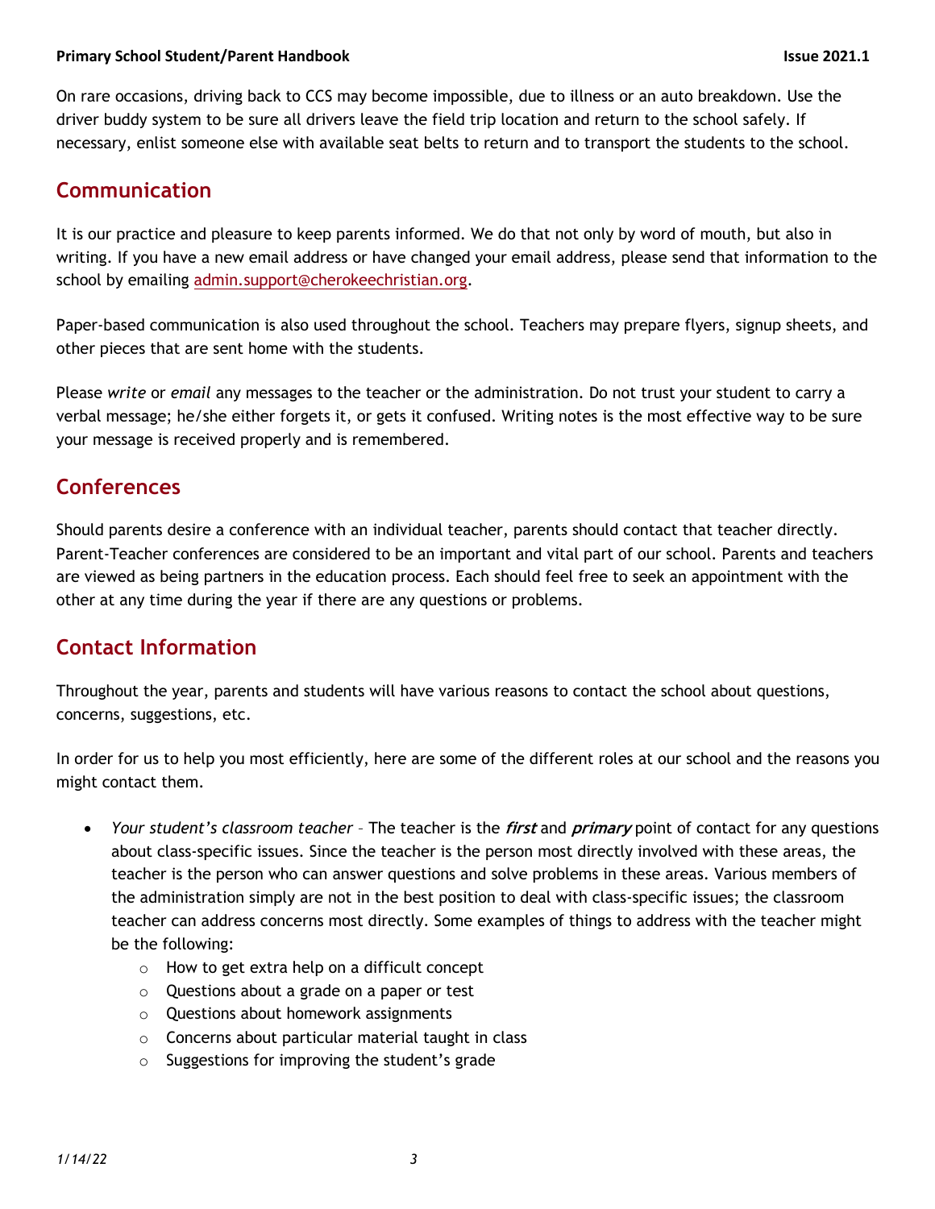On rare occasions, driving back to CCS may become impossible, due to illness or an auto breakdown. Use the driver buddy system to be sure all drivers leave the field trip location and return to the school safely. If necessary, enlist someone else with available seat belts to return and to transport the students to the school.

## Communication

It is our practice and pleasure to keep parents informed. We do that not only by word of mouth, but also in writing. If you have a new email address or have changed your email address, please send that information to the school by emailing admin.support@cherokeechristian.org.

Paper-based communication is also used throughout the school. Teachers may prepare flyers, signup sheets, and other pieces that are sent home with the students.

Please *write* or *email* any messages to the teacher or the administration. Do not trust your student to carry a verbal message; he/she either forgets it, or gets it confused. Writing notes is the most effective way to be sure your message is received properly and is remembered.

## Conferences

Should parents desire a conference with an individual teacher, parents should contact that teacher directly. Parent-Teacher conferences are considered to be an important and vital part of our school. Parents and teachers are viewed as being partners in the education process. Each should feel free to seek an appointment with the other at any time during the year if there are any questions or problems.

## Contact Information

Throughout the year, parents and students will have various reasons to contact the school about questions, concerns, suggestions, etc.

In order for us to help you most efficiently, here are some of the different roles at our school and the reasons you might contact them.

- *Your student's classroom teacher* – The teacher is the ***first*** and ***primary*** point of contact for any questions about class-specific issues. Since the teacher is the person most directly involved with these areas, the teacher is the person who can answer questions and solve problems in these areas. Various members of the administration simply are not in the best position to deal with class-specific issues; the classroom teacher can address concerns most directly. Some examples of things to address with the teacher might be the following:
  - How to get extra help on a difficult concept
  - Questions about a grade on a paper or test
  - Questions about homework assignments
  - Concerns about particular material taught in class
  - Suggestions for improving the student's grade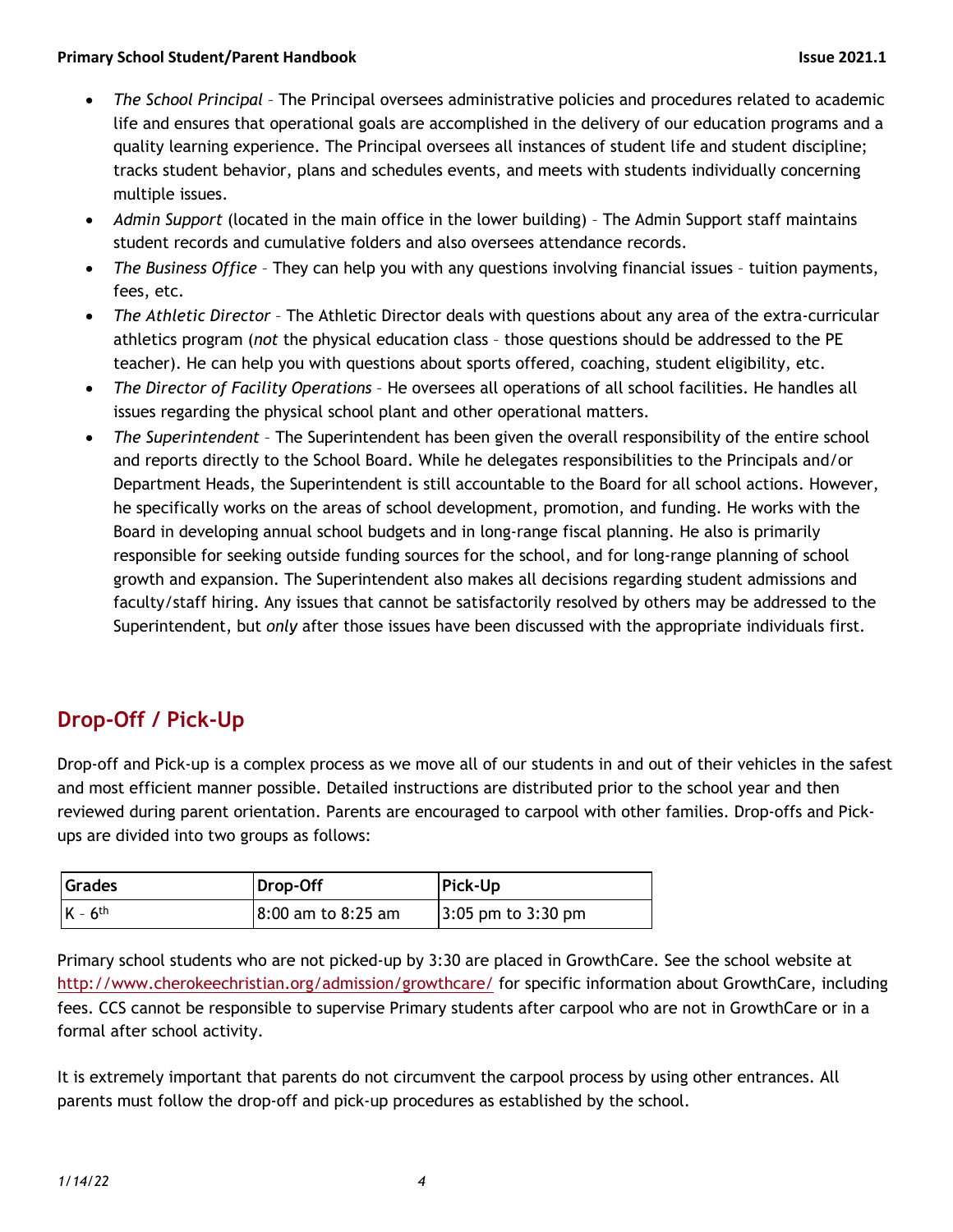- *The School Principal* – The Principal oversees administrative policies and procedures related to academic life and ensures that operational goals are accomplished in the delivery of our education programs and a quality learning experience. The Principal oversees all instances of student life and student discipline; tracks student behavior, plans and schedules events, and meets with students individually concerning multiple issues.
- *Admin Support* (located in the main office in the lower building) – The Admin Support staff maintains student records and cumulative folders and also oversees attendance records.
- *The Business Office* – They can help you with any questions involving financial issues – tuition payments, fees, etc.
- *The Athletic Director* – The Athletic Director deals with questions about any area of the extra-curricular athletics program (*not* the physical education class – those questions should be addressed to the PE teacher). He can help you with questions about sports offered, coaching, student eligibility, etc.
- *The Director of Facility Operations* – He oversees all operations of all school facilities. He handles all issues regarding the physical school plant and other operational matters.
- *The Superintendent* – The Superintendent has been given the overall responsibility of the entire school and reports directly to the School Board. While he delegates responsibilities to the Principals and/or Department Heads, the Superintendent is still accountable to the Board for all school actions. However, he specifically works on the areas of school development, promotion, and funding. He works with the Board in developing annual school budgets and in long-range fiscal planning. He also is primarily responsible for seeking outside funding sources for the school, and for long-range planning of school growth and expansion. The Superintendent also makes all decisions regarding student admissions and faculty/staff hiring. Any issues that cannot be satisfactorily resolved by others may be addressed to the Superintendent, but *only* after those issues have been discussed with the appropriate individuals first.

## Drop-Off / Pick-Up

Drop-off and Pick-up is a complex process as we move all of our students in and out of their vehicles in the safest and most efficient manner possible. Detailed instructions are distributed prior to the school year and then reviewed during parent orientation. Parents are encouraged to carpool with other families. Drop-offs and Pick-ups are divided into two groups as follows:

| Grades | Drop-Off | Pick-Up |
|---|---|---|
| K – 6th | 8:00 am to 8:25 am | 3:05 pm to 3:30 pm |

Primary school students who are not picked-up by 3:30 are placed in GrowthCare. See the school website at http://www.cherokeechristian.org/admission/growthcare/ for specific information about GrowthCare, including fees. CCS cannot be responsible to supervise Primary students after carpool who are not in GrowthCare or in a formal after school activity.

It is extremely important that parents do not circumvent the carpool process by using other entrances. All parents must follow the drop-off and pick-up procedures as established by the school.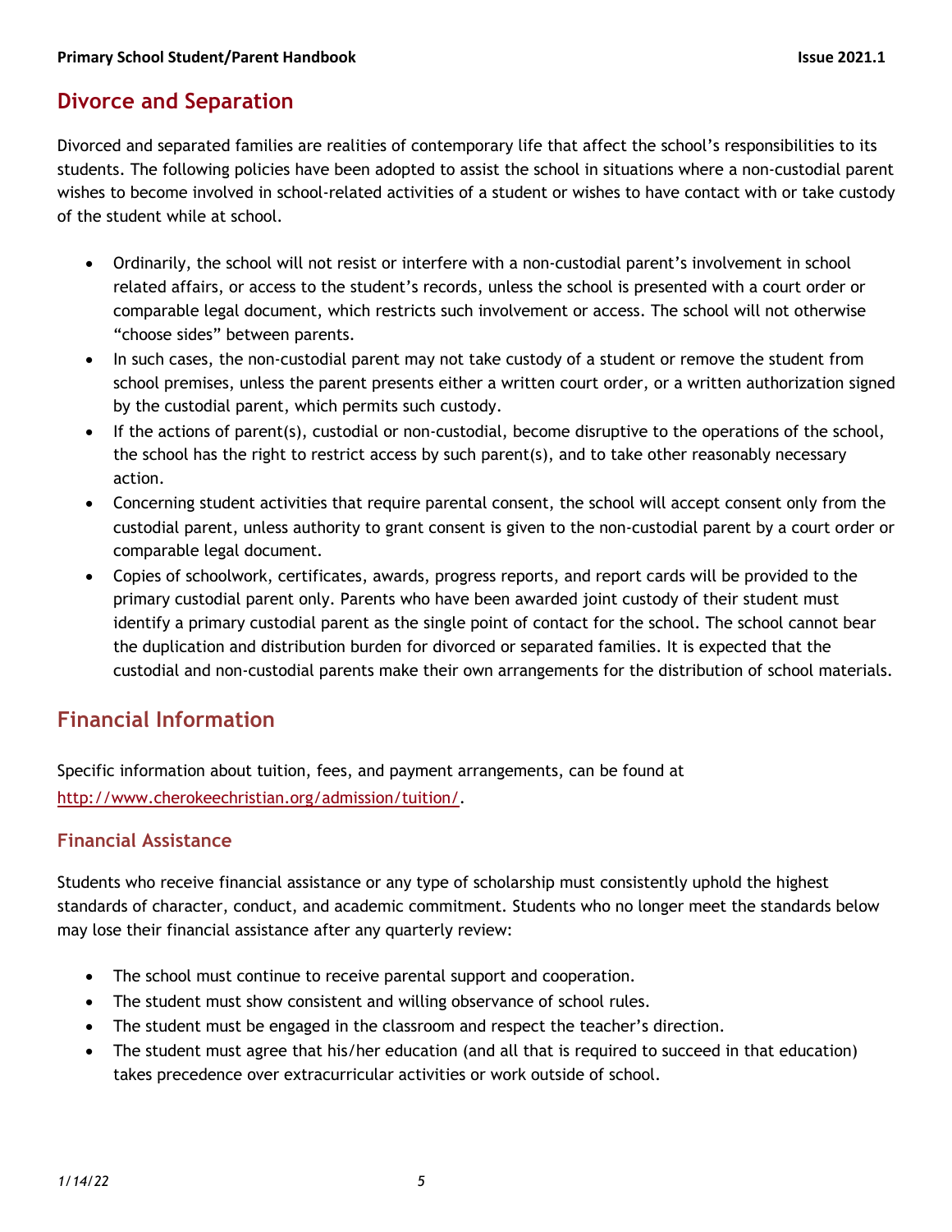## Divorce and Separation

Divorced and separated families are realities of contemporary life that affect the school's responsibilities to its students. The following policies have been adopted to assist the school in situations where a non-custodial parent wishes to become involved in school-related activities of a student or wishes to have contact with or take custody of the student while at school.

- Ordinarily, the school will not resist or interfere with a non-custodial parent's involvement in school related affairs, or access to the student's records, unless the school is presented with a court order or comparable legal document, which restricts such involvement or access. The school will not otherwise "choose sides" between parents.
- In such cases, the non-custodial parent may not take custody of a student or remove the student from school premises, unless the parent presents either a written court order, or a written authorization signed by the custodial parent, which permits such custody.
- If the actions of parent(s), custodial or non-custodial, become disruptive to the operations of the school, the school has the right to restrict access by such parent(s), and to take other reasonably necessary action.
- Concerning student activities that require parental consent, the school will accept consent only from the custodial parent, unless authority to grant consent is given to the non-custodial parent by a court order or comparable legal document.
- Copies of schoolwork, certificates, awards, progress reports, and report cards will be provided to the primary custodial parent only. Parents who have been awarded joint custody of their student must identify a primary custodial parent as the single point of contact for the school. The school cannot bear the duplication and distribution burden for divorced or separated families. It is expected that the custodial and non-custodial parents make their own arrangements for the distribution of school materials.

## Financial Information

Specific information about tuition, fees, and payment arrangements, can be found at [http://www.cherokeechristian.org/admission/tuition/](http://www.cherokeechristian.org/admission/tuition/).

### Financial Assistance

Students who receive financial assistance or any type of scholarship must consistently uphold the highest standards of character, conduct, and academic commitment. Students who no longer meet the standards below may lose their financial assistance after any quarterly review:

- The school must continue to receive parental support and cooperation.
- The student must show consistent and willing observance of school rules.
- The student must be engaged in the classroom and respect the teacher's direction.
- The student must agree that his/her education (and all that is required to succeed in that education) takes precedence over extracurricular activities or work outside of school.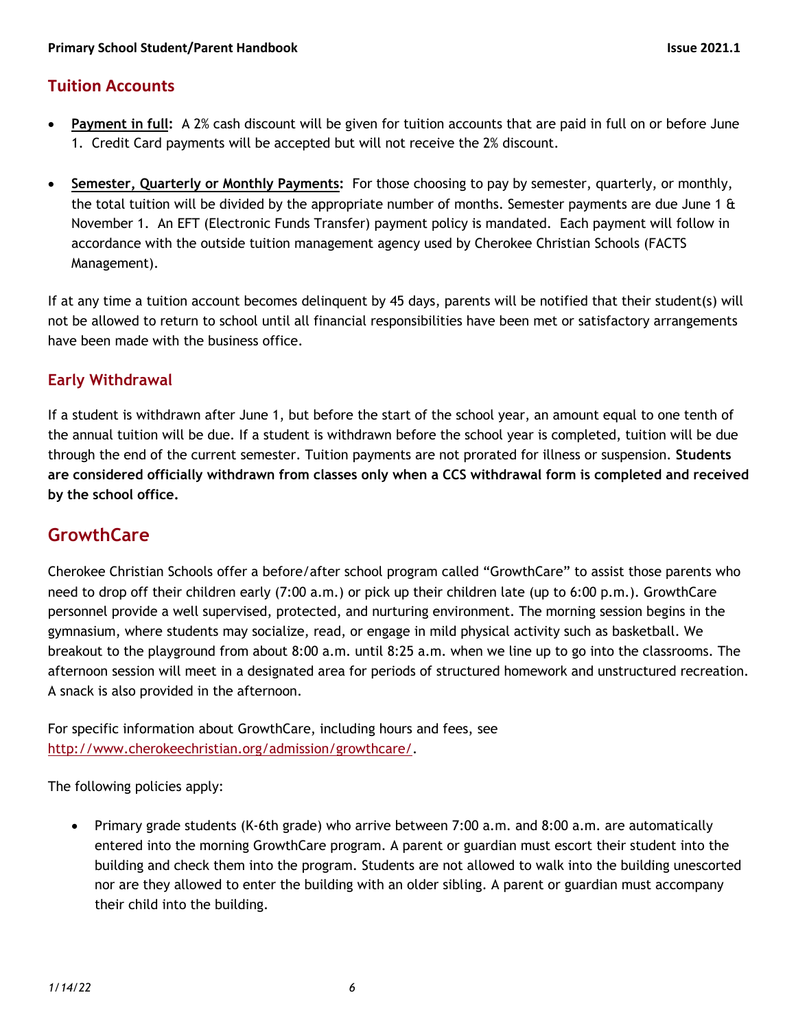## Tuition Accounts

- **Payment in full:** A 2% cash discount will be given for tuition accounts that are paid in full on or before June 1. Credit Card payments will be accepted but will not receive the 2% discount.

- **Semester, Quarterly or Monthly Payments:** For those choosing to pay by semester, quarterly, or monthly, the total tuition will be divided by the appropriate number of months. Semester payments are due June 1 & November 1. An EFT (Electronic Funds Transfer) payment policy is mandated. Each payment will follow in accordance with the outside tuition management agency used by Cherokee Christian Schools (FACTS Management).

If at any time a tuition account becomes delinquent by 45 days, parents will be notified that their student(s) will not be allowed to return to school until all financial responsibilities have been met or satisfactory arrangements have been made with the business office.

### Early Withdrawal

If a student is withdrawn after June 1, but before the start of the school year, an amount equal to one tenth of the annual tuition will be due. If a student is withdrawn before the school year is completed, tuition will be due through the end of the current semester. Tuition payments are not prorated for illness or suspension. **Students are considered officially withdrawn from classes only when a CCS withdrawal form is completed and received by the school office.**

## GrowthCare

Cherokee Christian Schools offer a before/after school program called "GrowthCare" to assist those parents who need to drop off their children early (7:00 a.m.) or pick up their children late (up to 6:00 p.m.). GrowthCare personnel provide a well supervised, protected, and nurturing environment. The morning session begins in the gymnasium, where students may socialize, read, or engage in mild physical activity such as basketball. We breakout to the playground from about 8:00 a.m. until 8:25 a.m. when we line up to go into the classrooms. The afternoon session will meet in a designated area for periods of structured homework and unstructured recreation. A snack is also provided in the afternoon.

For specific information about GrowthCare, including hours and fees, see http://www.cherokeechristian.org/admission/growthcare/.

The following policies apply:

- Primary grade students (K-6th grade) who arrive between 7:00 a.m. and 8:00 a.m. are automatically entered into the morning GrowthCare program. A parent or guardian must escort their student into the building and check them into the program. Students are not allowed to walk into the building unescorted nor are they allowed to enter the building with an older sibling. A parent or guardian must accompany their child into the building.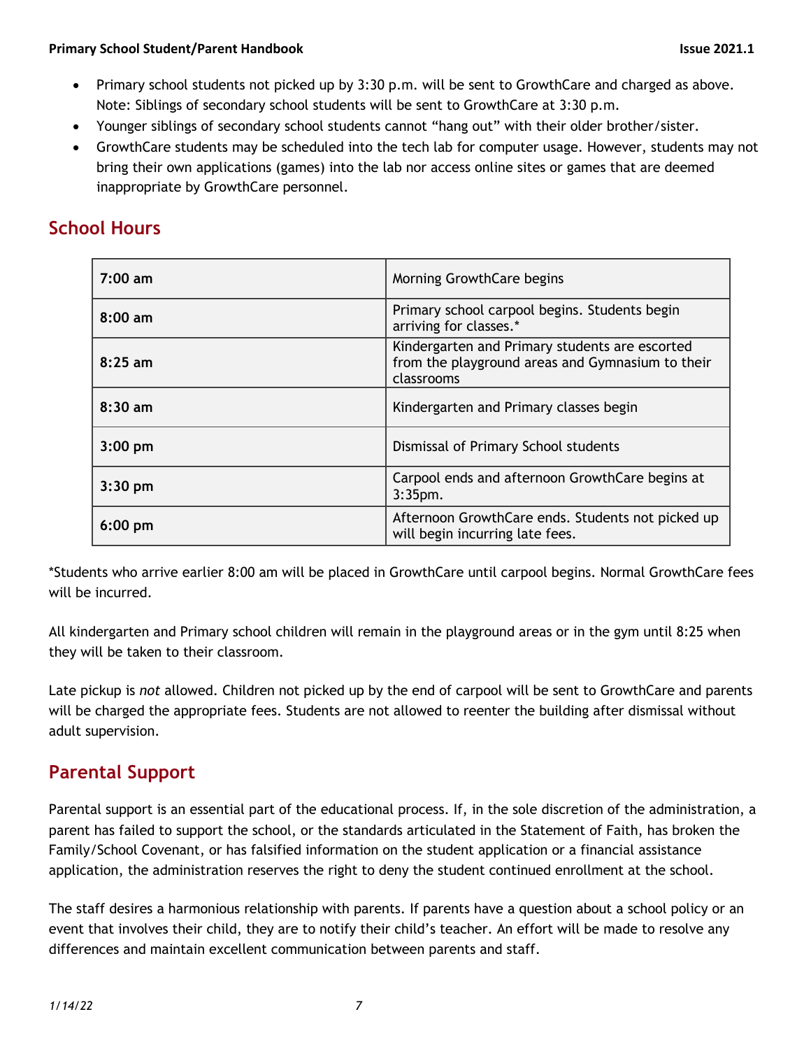- Primary school students not picked up by 3:30 p.m. will be sent to GrowthCare and charged as above. Note: Siblings of secondary school students will be sent to GrowthCare at 3:30 p.m.
- Younger siblings of secondary school students cannot "hang out" with their older brother/sister.
- GrowthCare students may be scheduled into the tech lab for computer usage. However, students may not bring their own applications (games) into the lab nor access online sites or games that are deemed inappropriate by GrowthCare personnel.

## School Hours

| | |
|---|---|
| **7:00 am** | Morning GrowthCare begins |
| **8:00 am** | Primary school carpool begins. Students begin arriving for classes.* |
| **8:25 am** | Kindergarten and Primary students are escorted from the playground areas and Gymnasium to their classrooms |
| **8:30 am** | Kindergarten and Primary classes begin |
| **3:00 pm** | Dismissal of Primary School students |
| **3:30 pm** | Carpool ends and afternoon GrowthCare begins at 3:35pm. |
| **6:00 pm** | Afternoon GrowthCare ends. Students not picked up will begin incurring late fees. |

*Students who arrive earlier 8:00 am will be placed in GrowthCare until carpool begins. Normal GrowthCare fees will be incurred.

All kindergarten and Primary school children will remain in the playground areas or in the gym until 8:25 when they will be taken to their classroom.

Late pickup is *not* allowed. Children not picked up by the end of carpool will be sent to GrowthCare and parents will be charged the appropriate fees. Students are not allowed to reenter the building after dismissal without adult supervision.

## Parental Support

Parental support is an essential part of the educational process. If, in the sole discretion of the administration, a parent has failed to support the school, or the standards articulated in the Statement of Faith, has broken the Family/School Covenant, or has falsified information on the student application or a financial assistance application, the administration reserves the right to deny the student continued enrollment at the school.

The staff desires a harmonious relationship with parents. If parents have a question about a school policy or an event that involves their child, they are to notify their child's teacher. An effort will be made to resolve any differences and maintain excellent communication between parents and staff.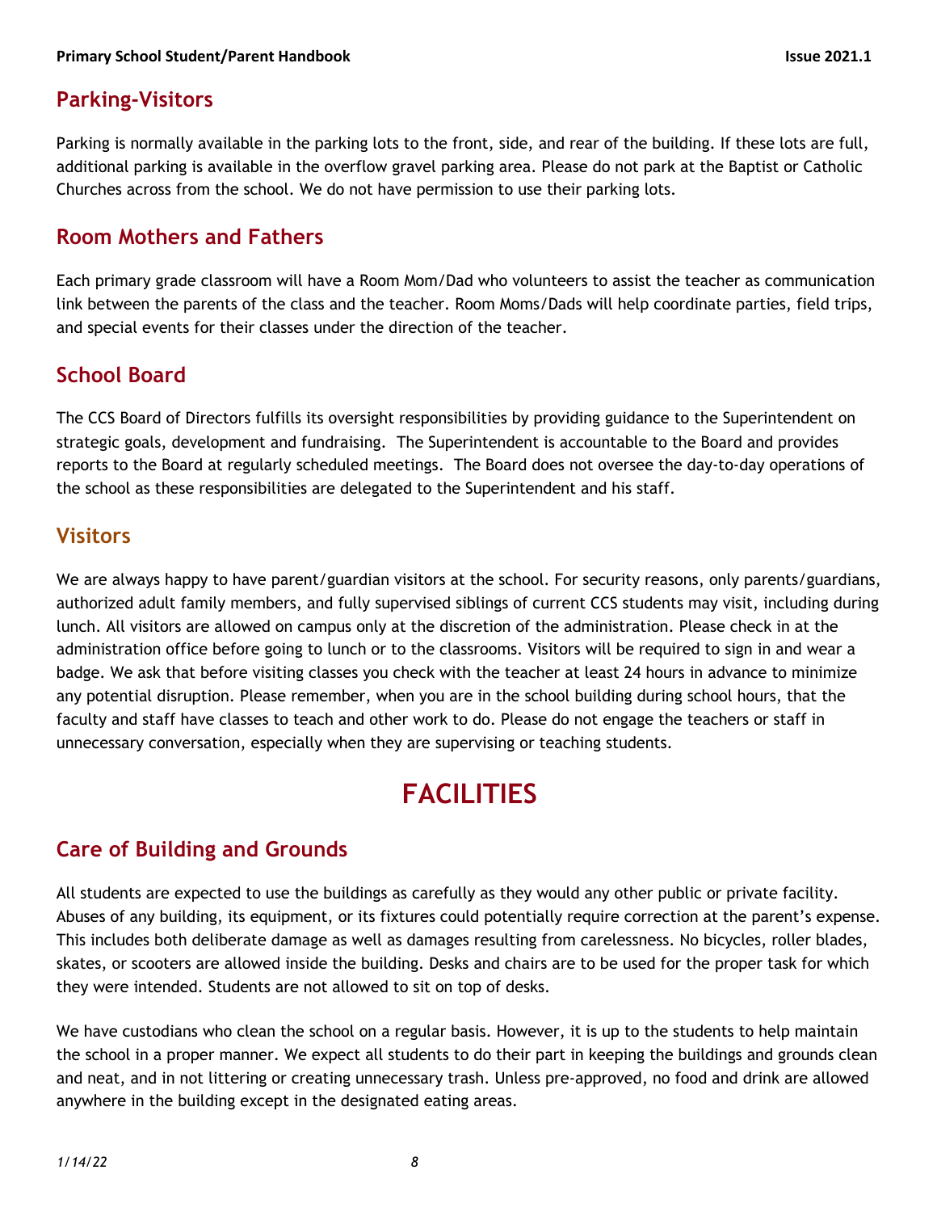## Parking-Visitors

Parking is normally available in the parking lots to the front, side, and rear of the building. If these lots are full, additional parking is available in the overflow gravel parking area. Please do not park at the Baptist or Catholic Churches across from the school. We do not have permission to use their parking lots.

## Room Mothers and Fathers

Each primary grade classroom will have a Room Mom/Dad who volunteers to assist the teacher as communication link between the parents of the class and the teacher. Room Moms/Dads will help coordinate parties, field trips, and special events for their classes under the direction of the teacher.

## School Board

The CCS Board of Directors fulfills its oversight responsibilities by providing guidance to the Superintendent on strategic goals, development and fundraising. The Superintendent is accountable to the Board and provides reports to the Board at regularly scheduled meetings. The Board does not oversee the day-to-day operations of the school as these responsibilities are delegated to the Superintendent and his staff.

## Visitors

We are always happy to have parent/guardian visitors at the school. For security reasons, only parents/guardians, authorized adult family members, and fully supervised siblings of current CCS students may visit, including during lunch. All visitors are allowed on campus only at the discretion of the administration. Please check in at the administration office before going to lunch or to the classrooms. Visitors will be required to sign in and wear a badge. We ask that before visiting classes you check with the teacher at least 24 hours in advance to minimize any potential disruption. Please remember, when you are in the school building during school hours, that the faculty and staff have classes to teach and other work to do. Please do not engage the teachers or staff in unnecessary conversation, especially when they are supervising or teaching students.

# FACILITIES

## Care of Building and Grounds

All students are expected to use the buildings as carefully as they would any other public or private facility. Abuses of any building, its equipment, or its fixtures could potentially require correction at the parent's expense. This includes both deliberate damage as well as damages resulting from carelessness. No bicycles, roller blades, skates, or scooters are allowed inside the building. Desks and chairs are to be used for the proper task for which they were intended. Students are not allowed to sit on top of desks.

We have custodians who clean the school on a regular basis. However, it is up to the students to help maintain the school in a proper manner. We expect all students to do their part in keeping the buildings and grounds clean and neat, and in not littering or creating unnecessary trash. Unless pre-approved, no food and drink are allowed anywhere in the building except in the designated eating areas.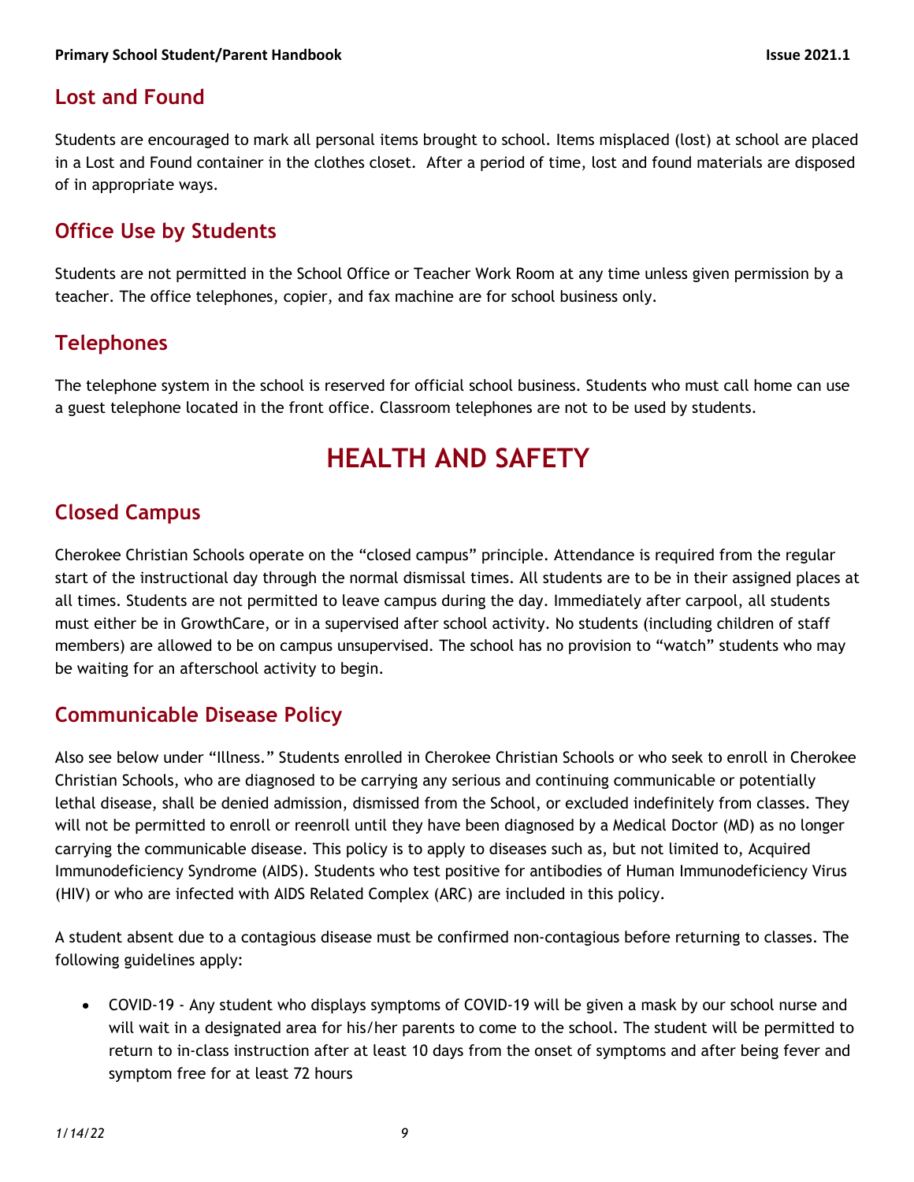## Lost and Found

Students are encouraged to mark all personal items brought to school. Items misplaced (lost) at school are placed in a Lost and Found container in the clothes closet. After a period of time, lost and found materials are disposed of in appropriate ways.

## Office Use by Students

Students are not permitted in the School Office or Teacher Work Room at any time unless given permission by a teacher. The office telephones, copier, and fax machine are for school business only.

## Telephones

The telephone system in the school is reserved for official school business. Students who must call home can use a guest telephone located in the front office. Classroom telephones are not to be used by students.

# HEALTH AND SAFETY

## Closed Campus

Cherokee Christian Schools operate on the "closed campus" principle. Attendance is required from the regular start of the instructional day through the normal dismissal times. All students are to be in their assigned places at all times. Students are not permitted to leave campus during the day. Immediately after carpool, all students must either be in GrowthCare, or in a supervised after school activity. No students (including children of staff members) are allowed to be on campus unsupervised. The school has no provision to "watch" students who may be waiting for an afterschool activity to begin.

## Communicable Disease Policy

Also see below under "Illness." Students enrolled in Cherokee Christian Schools or who seek to enroll in Cherokee Christian Schools, who are diagnosed to be carrying any serious and continuing communicable or potentially lethal disease, shall be denied admission, dismissed from the School, or excluded indefinitely from classes. They will not be permitted to enroll or reenroll until they have been diagnosed by a Medical Doctor (MD) as no longer carrying the communicable disease. This policy is to apply to diseases such as, but not limited to, Acquired Immunodeficiency Syndrome (AIDS). Students who test positive for antibodies of Human Immunodeficiency Virus (HIV) or who are infected with AIDS Related Complex (ARC) are included in this policy.

A student absent due to a contagious disease must be confirmed non-contagious before returning to classes. The following guidelines apply:

- COVID-19 - Any student who displays symptoms of COVID-19 will be given a mask by our school nurse and will wait in a designated area for his/her parents to come to the school. The student will be permitted to return to in-class instruction after at least 10 days from the onset of symptoms and after being fever and symptom free for at least 72 hours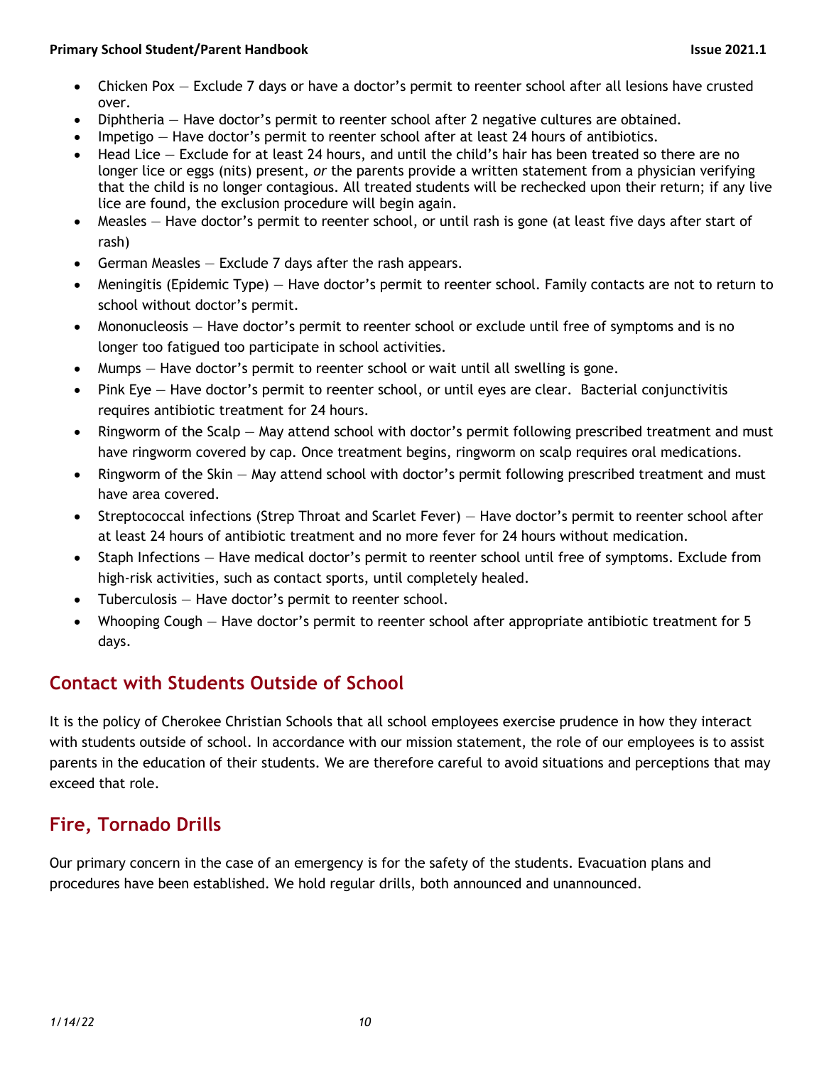- Chicken Pox — Exclude 7 days or have a doctor's permit to reenter school after all lesions have crusted over.
- Diphtheria — Have doctor's permit to reenter school after 2 negative cultures are obtained.
- Impetigo — Have doctor's permit to reenter school after at least 24 hours of antibiotics.
- Head Lice — Exclude for at least 24 hours, and until the child's hair has been treated so there are no longer lice or eggs (nits) present, *or* the parents provide a written statement from a physician verifying that the child is no longer contagious. All treated students will be rechecked upon their return; if any live lice are found, the exclusion procedure will begin again.
- Measles — Have doctor's permit to reenter school, or until rash is gone (at least five days after start of rash)
- German Measles — Exclude 7 days after the rash appears.
- Meningitis (Epidemic Type) — Have doctor's permit to reenter school. Family contacts are not to return to school without doctor's permit.
- Mononucleosis — Have doctor's permit to reenter school or exclude until free of symptoms and is no longer too fatigued too participate in school activities.
- Mumps — Have doctor's permit to reenter school or wait until all swelling is gone.
- Pink Eye — Have doctor's permit to reenter school, or until eyes are clear. Bacterial conjunctivitis requires antibiotic treatment for 24 hours.
- Ringworm of the Scalp — May attend school with doctor's permit following prescribed treatment and must have ringworm covered by cap. Once treatment begins, ringworm on scalp requires oral medications.
- Ringworm of the Skin — May attend school with doctor's permit following prescribed treatment and must have area covered.
- Streptococcal infections (Strep Throat and Scarlet Fever) — Have doctor's permit to reenter school after at least 24 hours of antibiotic treatment and no more fever for 24 hours without medication.
- Staph Infections — Have medical doctor's permit to reenter school until free of symptoms. Exclude from high-risk activities, such as contact sports, until completely healed.
- Tuberculosis — Have doctor's permit to reenter school.
- Whooping Cough — Have doctor's permit to reenter school after appropriate antibiotic treatment for 5 days.

## Contact with Students Outside of School

It is the policy of Cherokee Christian Schools that all school employees exercise prudence in how they interact with students outside of school. In accordance with our mission statement, the role of our employees is to assist parents in the education of their students. We are therefore careful to avoid situations and perceptions that may exceed that role.

## Fire, Tornado Drills

Our primary concern in the case of an emergency is for the safety of the students. Evacuation plans and procedures have been established. We hold regular drills, both announced and unannounced.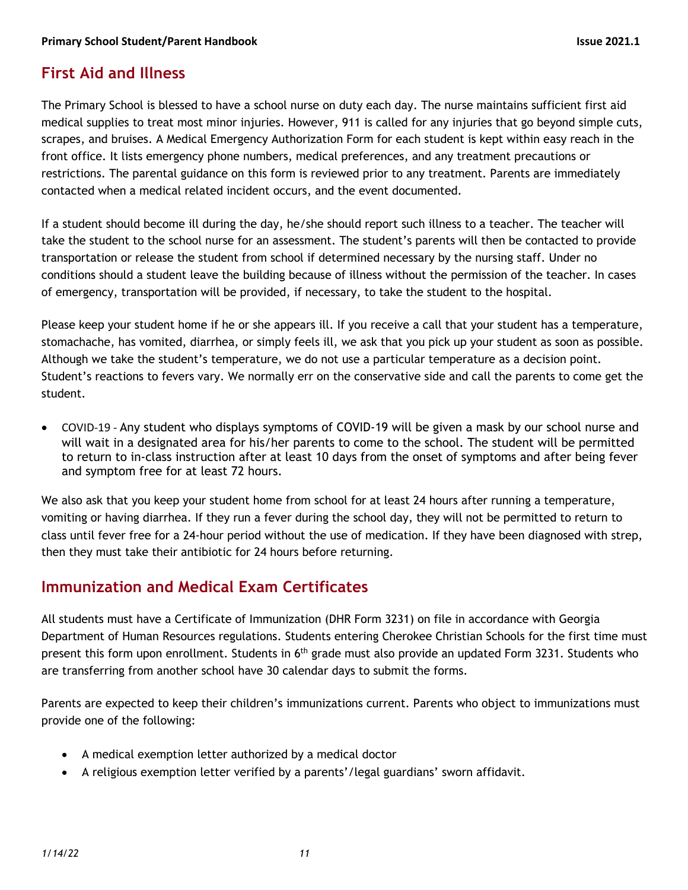## First Aid and Illness

The Primary School is blessed to have a school nurse on duty each day. The nurse maintains sufficient first aid medical supplies to treat most minor injuries. However, 911 is called for any injuries that go beyond simple cuts, scrapes, and bruises. A Medical Emergency Authorization Form for each student is kept within easy reach in the front office. It lists emergency phone numbers, medical preferences, and any treatment precautions or restrictions. The parental guidance on this form is reviewed prior to any treatment. Parents are immediately contacted when a medical related incident occurs, and the event documented.

If a student should become ill during the day, he/she should report such illness to a teacher. The teacher will take the student to the school nurse for an assessment. The student's parents will then be contacted to provide transportation or release the student from school if determined necessary by the nursing staff. Under no conditions should a student leave the building because of illness without the permission of the teacher. In cases of emergency, transportation will be provided, if necessary, to take the student to the hospital.

Please keep your student home if he or she appears ill. If you receive a call that your student has a temperature, stomachache, has vomited, diarrhea, or simply feels ill, we ask that you pick up your student as soon as possible. Although we take the student's temperature, we do not use a particular temperature as a decision point. Student's reactions to fevers vary. We normally err on the conservative side and call the parents to come get the student.

- COVID-19 – Any student who displays symptoms of COVID-19 will be given a mask by our school nurse and will wait in a designated area for his/her parents to come to the school. The student will be permitted to return to in-class instruction after at least 10 days from the onset of symptoms and after being fever and symptom free for at least 72 hours.

We also ask that you keep your student home from school for at least 24 hours after running a temperature, vomiting or having diarrhea. If they run a fever during the school day, they will not be permitted to return to class until fever free for a 24-hour period without the use of medication. If they have been diagnosed with strep, then they must take their antibiotic for 24 hours before returning.

## Immunization and Medical Exam Certificates

All students must have a Certificate of Immunization (DHR Form 3231) on file in accordance with Georgia Department of Human Resources regulations. Students entering Cherokee Christian Schools for the first time must present this form upon enrollment. Students in 6th grade must also provide an updated Form 3231. Students who are transferring from another school have 30 calendar days to submit the forms.

Parents are expected to keep their children's immunizations current. Parents who object to immunizations must provide one of the following:

- A medical exemption letter authorized by a medical doctor
- A religious exemption letter verified by a parents'/legal guardians' sworn affidavit.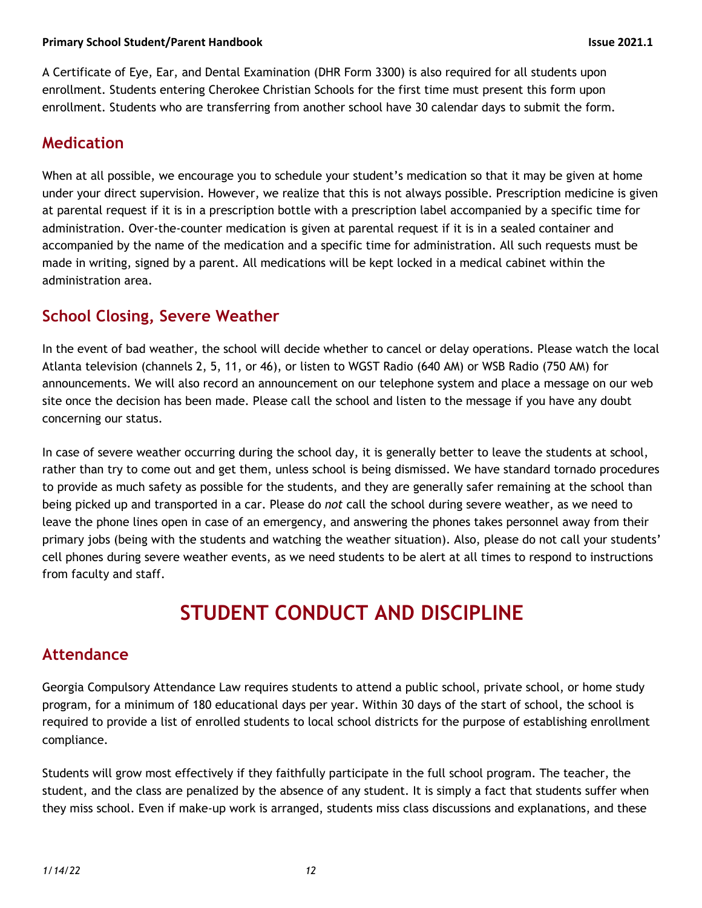A Certificate of Eye, Ear, and Dental Examination (DHR Form 3300) is also required for all students upon enrollment. Students entering Cherokee Christian Schools for the first time must present this form upon enrollment. Students who are transferring from another school have 30 calendar days to submit the form.

## Medication

When at all possible, we encourage you to schedule your student's medication so that it may be given at home under your direct supervision. However, we realize that this is not always possible. Prescription medicine is given at parental request if it is in a prescription bottle with a prescription label accompanied by a specific time for administration. Over-the-counter medication is given at parental request if it is in a sealed container and accompanied by the name of the medication and a specific time for administration. All such requests must be made in writing, signed by a parent. All medications will be kept locked in a medical cabinet within the administration area.

## School Closing, Severe Weather

In the event of bad weather, the school will decide whether to cancel or delay operations. Please watch the local Atlanta television (channels 2, 5, 11, or 46), or listen to WGST Radio (640 AM) or WSB Radio (750 AM) for announcements. We will also record an announcement on our telephone system and place a message on our web site once the decision has been made. Please call the school and listen to the message if you have any doubt concerning our status.

In case of severe weather occurring during the school day, it is generally better to leave the students at school, rather than try to come out and get them, unless school is being dismissed. We have standard tornado procedures to provide as much safety as possible for the students, and they are generally safer remaining at the school than being picked up and transported in a car. Please do *not* call the school during severe weather, as we need to leave the phone lines open in case of an emergency, and answering the phones takes personnel away from their primary jobs (being with the students and watching the weather situation). Also, please do not call your students' cell phones during severe weather events, as we need students to be alert at all times to respond to instructions from faculty and staff.

# STUDENT CONDUCT AND DISCIPLINE

## Attendance

Georgia Compulsory Attendance Law requires students to attend a public school, private school, or home study program, for a minimum of 180 educational days per year. Within 30 days of the start of school, the school is required to provide a list of enrolled students to local school districts for the purpose of establishing enrollment compliance.

Students will grow most effectively if they faithfully participate in the full school program. The teacher, the student, and the class are penalized by the absence of any student. It is simply a fact that students suffer when they miss school. Even if make-up work is arranged, students miss class discussions and explanations, and these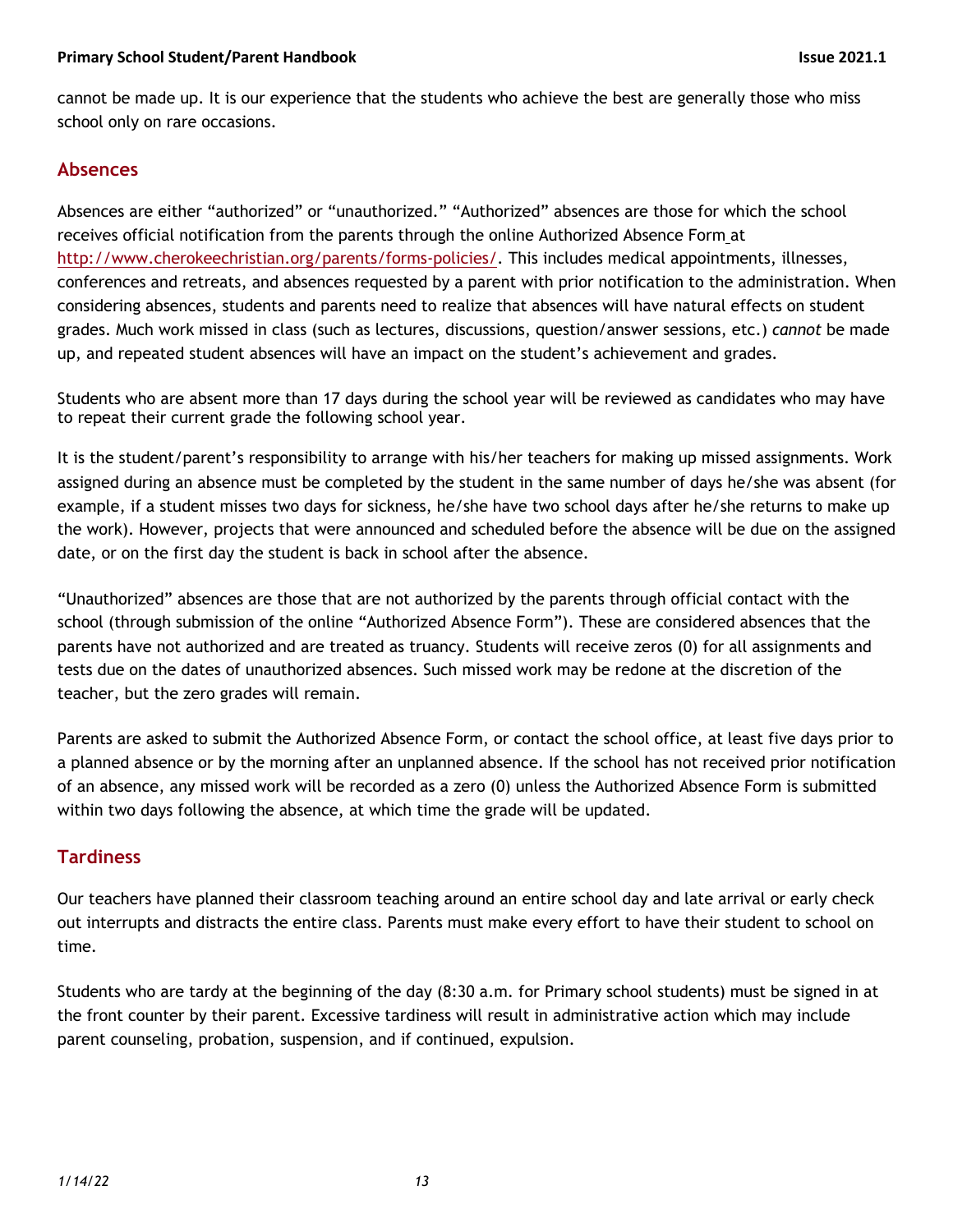cannot be made up. It is our experience that the students who achieve the best are generally those who miss school only on rare occasions.

## Absences

Absences are either "authorized" or "unauthorized." "Authorized" absences are those for which the school receives official notification from the parents through the online Authorized Absence Form at http://www.cherokeechristian.org/parents/forms-policies/. This includes medical appointments, illnesses, conferences and retreats, and absences requested by a parent with prior notification to the administration. When considering absences, students and parents need to realize that absences will have natural effects on student grades. Much work missed in class (such as lectures, discussions, question/answer sessions, etc.) *cannot* be made up, and repeated student absences will have an impact on the student's achievement and grades.

Students who are absent more than 17 days during the school year will be reviewed as candidates who may have to repeat their current grade the following school year.

It is the student/parent's responsibility to arrange with his/her teachers for making up missed assignments. Work assigned during an absence must be completed by the student in the same number of days he/she was absent (for example, if a student misses two days for sickness, he/she have two school days after he/she returns to make up the work). However, projects that were announced and scheduled before the absence will be due on the assigned date, or on the first day the student is back in school after the absence.

"Unauthorized" absences are those that are not authorized by the parents through official contact with the school (through submission of the online "Authorized Absence Form"). These are considered absences that the parents have not authorized and are treated as truancy. Students will receive zeros (0) for all assignments and tests due on the dates of unauthorized absences. Such missed work may be redone at the discretion of the teacher, but the zero grades will remain.

Parents are asked to submit the Authorized Absence Form, or contact the school office, at least five days prior to a planned absence or by the morning after an unplanned absence. If the school has not received prior notification of an absence, any missed work will be recorded as a zero (0) unless the Authorized Absence Form is submitted within two days following the absence, at which time the grade will be updated.

## Tardiness

Our teachers have planned their classroom teaching around an entire school day and late arrival or early check out interrupts and distracts the entire class. Parents must make every effort to have their student to school on time.

Students who are tardy at the beginning of the day (8:30 a.m. for Primary school students) must be signed in at the front counter by their parent. Excessive tardiness will result in administrative action which may include parent counseling, probation, suspension, and if continued, expulsion.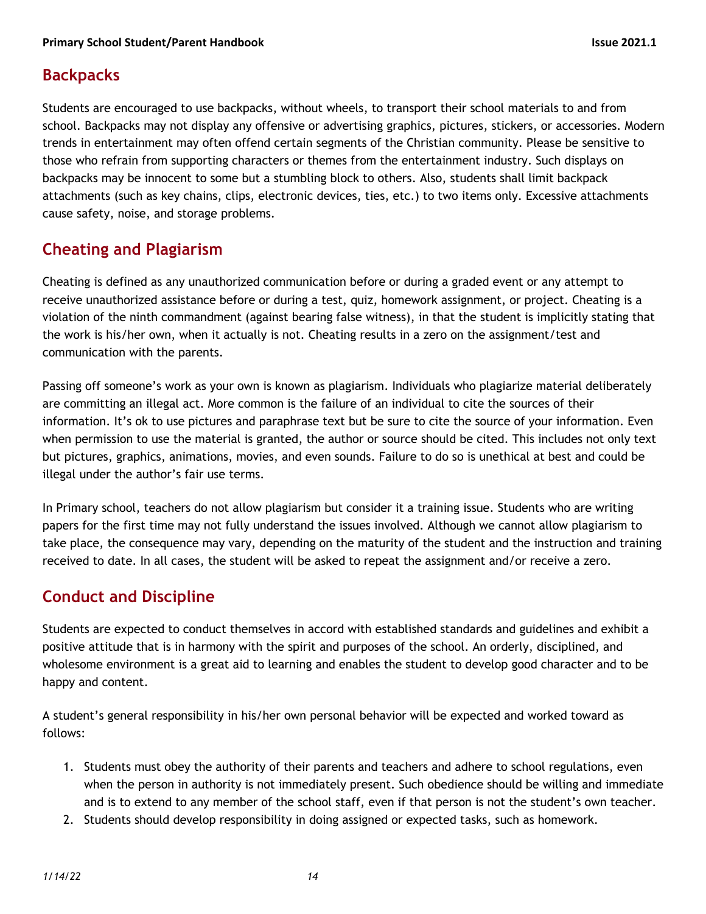## Backpacks

Students are encouraged to use backpacks, without wheels, to transport their school materials to and from school. Backpacks may not display any offensive or advertising graphics, pictures, stickers, or accessories. Modern trends in entertainment may often offend certain segments of the Christian community. Please be sensitive to those who refrain from supporting characters or themes from the entertainment industry. Such displays on backpacks may be innocent to some but a stumbling block to others. Also, students shall limit backpack attachments (such as key chains, clips, electronic devices, ties, etc.) to two items only. Excessive attachments cause safety, noise, and storage problems.

## Cheating and Plagiarism

Cheating is defined as any unauthorized communication before or during a graded event or any attempt to receive unauthorized assistance before or during a test, quiz, homework assignment, or project. Cheating is a violation of the ninth commandment (against bearing false witness), in that the student is implicitly stating that the work is his/her own, when it actually is not. Cheating results in a zero on the assignment/test and communication with the parents.

Passing off someone's work as your own is known as plagiarism. Individuals who plagiarize material deliberately are committing an illegal act. More common is the failure of an individual to cite the sources of their information. It's ok to use pictures and paraphrase text but be sure to cite the source of your information. Even when permission to use the material is granted, the author or source should be cited. This includes not only text but pictures, graphics, animations, movies, and even sounds. Failure to do so is unethical at best and could be illegal under the author's fair use terms.

In Primary school, teachers do not allow plagiarism but consider it a training issue. Students who are writing papers for the first time may not fully understand the issues involved. Although we cannot allow plagiarism to take place, the consequence may vary, depending on the maturity of the student and the instruction and training received to date. In all cases, the student will be asked to repeat the assignment and/or receive a zero.

## Conduct and Discipline

Students are expected to conduct themselves in accord with established standards and guidelines and exhibit a positive attitude that is in harmony with the spirit and purposes of the school. An orderly, disciplined, and wholesome environment is a great aid to learning and enables the student to develop good character and to be happy and content.

A student's general responsibility in his/her own personal behavior will be expected and worked toward as follows:

1. Students must obey the authority of their parents and teachers and adhere to school regulations, even when the person in authority is not immediately present. Such obedience should be willing and immediate and is to extend to any member of the school staff, even if that person is not the student's own teacher.
2. Students should develop responsibility in doing assigned or expected tasks, such as homework.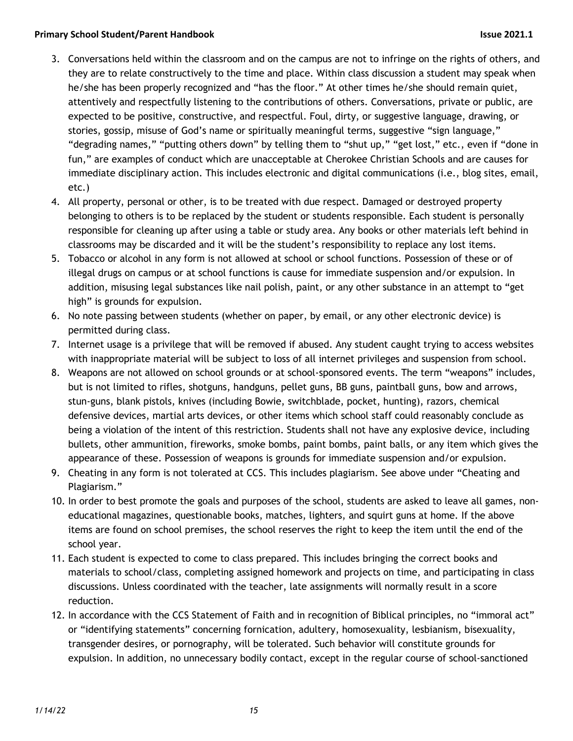3. Conversations held within the classroom and on the campus are not to infringe on the rights of others, and they are to relate constructively to the time and place. Within class discussion a student may speak when he/she has been properly recognized and "has the floor." At other times he/she should remain quiet, attentively and respectfully listening to the contributions of others. Conversations, private or public, are expected to be positive, constructive, and respectful. Foul, dirty, or suggestive language, drawing, or stories, gossip, misuse of God's name or spiritually meaningful terms, suggestive "sign language," "degrading names," "putting others down" by telling them to "shut up," "get lost," etc., even if "done in fun," are examples of conduct which are unacceptable at Cherokee Christian Schools and are causes for immediate disciplinary action. This includes electronic and digital communications (i.e., blog sites, email, etc.)
4. All property, personal or other, is to be treated with due respect. Damaged or destroyed property belonging to others is to be replaced by the student or students responsible. Each student is personally responsible for cleaning up after using a table or study area. Any books or other materials left behind in classrooms may be discarded and it will be the student's responsibility to replace any lost items.
5. Tobacco or alcohol in any form is not allowed at school or school functions. Possession of these or of illegal drugs on campus or at school functions is cause for immediate suspension and/or expulsion. In addition, misusing legal substances like nail polish, paint, or any other substance in an attempt to "get high" is grounds for expulsion.
6. No note passing between students (whether on paper, by email, or any other electronic device) is permitted during class.
7. Internet usage is a privilege that will be removed if abused. Any student caught trying to access websites with inappropriate material will be subject to loss of all internet privileges and suspension from school.
8. Weapons are not allowed on school grounds or at school-sponsored events. The term "weapons" includes, but is not limited to rifles, shotguns, handguns, pellet guns, BB guns, paintball guns, bow and arrows, stun-guns, blank pistols, knives (including Bowie, switchblade, pocket, hunting), razors, chemical defensive devices, martial arts devices, or other items which school staff could reasonably conclude as being a violation of the intent of this restriction. Students shall not have any explosive device, including bullets, other ammunition, fireworks, smoke bombs, paint bombs, paint balls, or any item which gives the appearance of these. Possession of weapons is grounds for immediate suspension and/or expulsion.
9. Cheating in any form is not tolerated at CCS. This includes plagiarism. See above under "Cheating and Plagiarism."
10. In order to best promote the goals and purposes of the school, students are asked to leave all games, non-educational magazines, questionable books, matches, lighters, and squirt guns at home. If the above items are found on school premises, the school reserves the right to keep the item until the end of the school year.
11. Each student is expected to come to class prepared. This includes bringing the correct books and materials to school/class, completing assigned homework and projects on time, and participating in class discussions. Unless coordinated with the teacher, late assignments will normally result in a score reduction.
12. In accordance with the CCS Statement of Faith and in recognition of Biblical principles, no "immoral act" or "identifying statements" concerning fornication, adultery, homosexuality, lesbianism, bisexuality, transgender desires, or pornography, will be tolerated. Such behavior will constitute grounds for expulsion. In addition, no unnecessary bodily contact, except in the regular course of school-sanctioned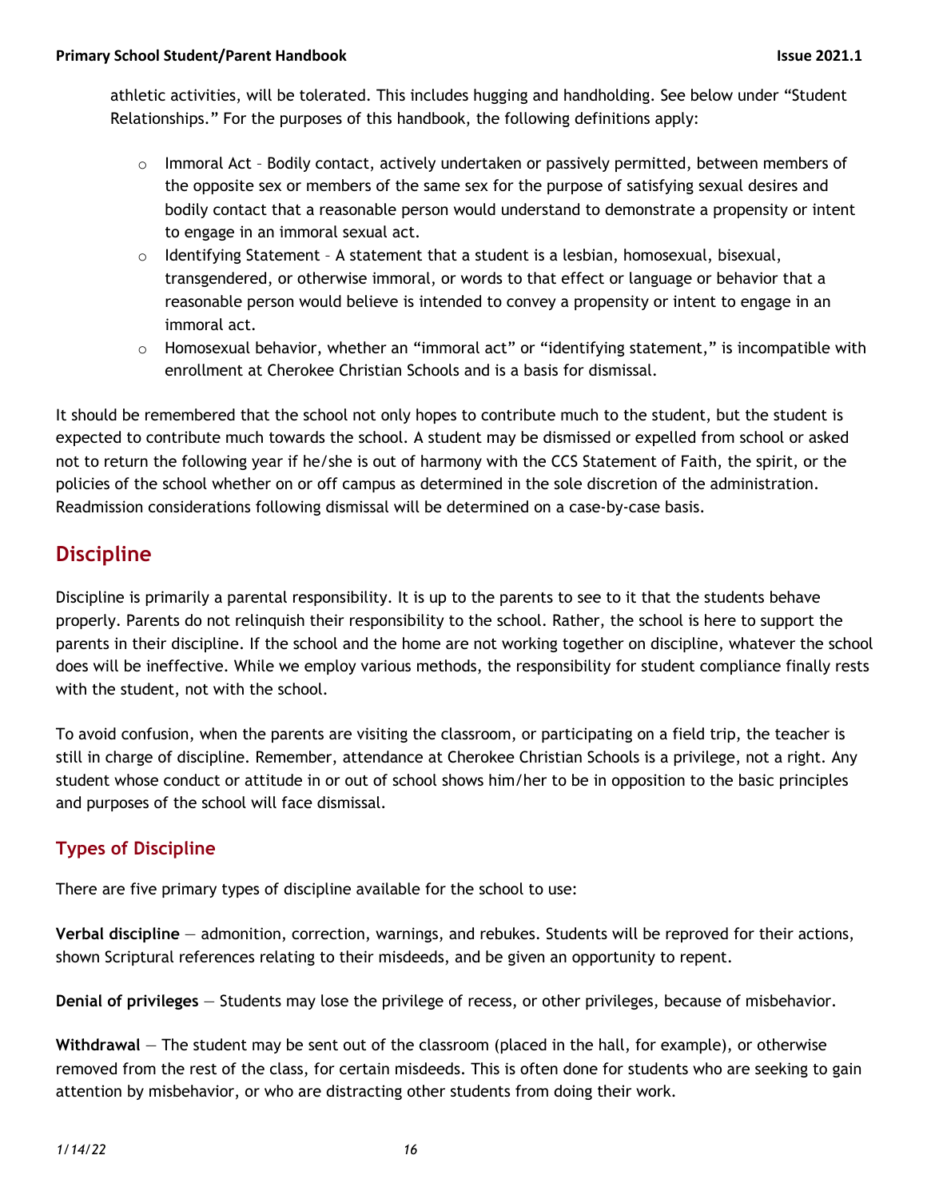athletic activities, will be tolerated. This includes hugging and handholding. See below under "Student Relationships." For the purposes of this handbook, the following definitions apply:

- Immoral Act – Bodily contact, actively undertaken or passively permitted, between members of the opposite sex or members of the same sex for the purpose of satisfying sexual desires and bodily contact that a reasonable person would understand to demonstrate a propensity or intent to engage in an immoral sexual act.
- Identifying Statement – A statement that a student is a lesbian, homosexual, bisexual, transgendered, or otherwise immoral, or words to that effect or language or behavior that a reasonable person would believe is intended to convey a propensity or intent to engage in an immoral act.
- Homosexual behavior, whether an "immoral act" or "identifying statement," is incompatible with enrollment at Cherokee Christian Schools and is a basis for dismissal.

It should be remembered that the school not only hopes to contribute much to the student, but the student is expected to contribute much towards the school. A student may be dismissed or expelled from school or asked not to return the following year if he/she is out of harmony with the CCS Statement of Faith, the spirit, or the policies of the school whether on or off campus as determined in the sole discretion of the administration. Readmission considerations following dismissal will be determined on a case-by-case basis.

## Discipline

Discipline is primarily a parental responsibility. It is up to the parents to see to it that the students behave properly. Parents do not relinquish their responsibility to the school. Rather, the school is here to support the parents in their discipline. If the school and the home are not working together on discipline, whatever the school does will be ineffective. While we employ various methods, the responsibility for student compliance finally rests with the student, not with the school.

To avoid confusion, when the parents are visiting the classroom, or participating on a field trip, the teacher is still in charge of discipline. Remember, attendance at Cherokee Christian Schools is a privilege, not a right. Any student whose conduct or attitude in or out of school shows him/her to be in opposition to the basic principles and purposes of the school will face dismissal.

### Types of Discipline

There are five primary types of discipline available for the school to use:

**Verbal discipline** — admonition, correction, warnings, and rebukes. Students will be reproved for their actions, shown Scriptural references relating to their misdeeds, and be given an opportunity to repent.

**Denial of privileges** — Students may lose the privilege of recess, or other privileges, because of misbehavior.

**Withdrawal** — The student may be sent out of the classroom (placed in the hall, for example), or otherwise removed from the rest of the class, for certain misdeeds. This is often done for students who are seeking to gain attention by misbehavior, or who are distracting other students from doing their work.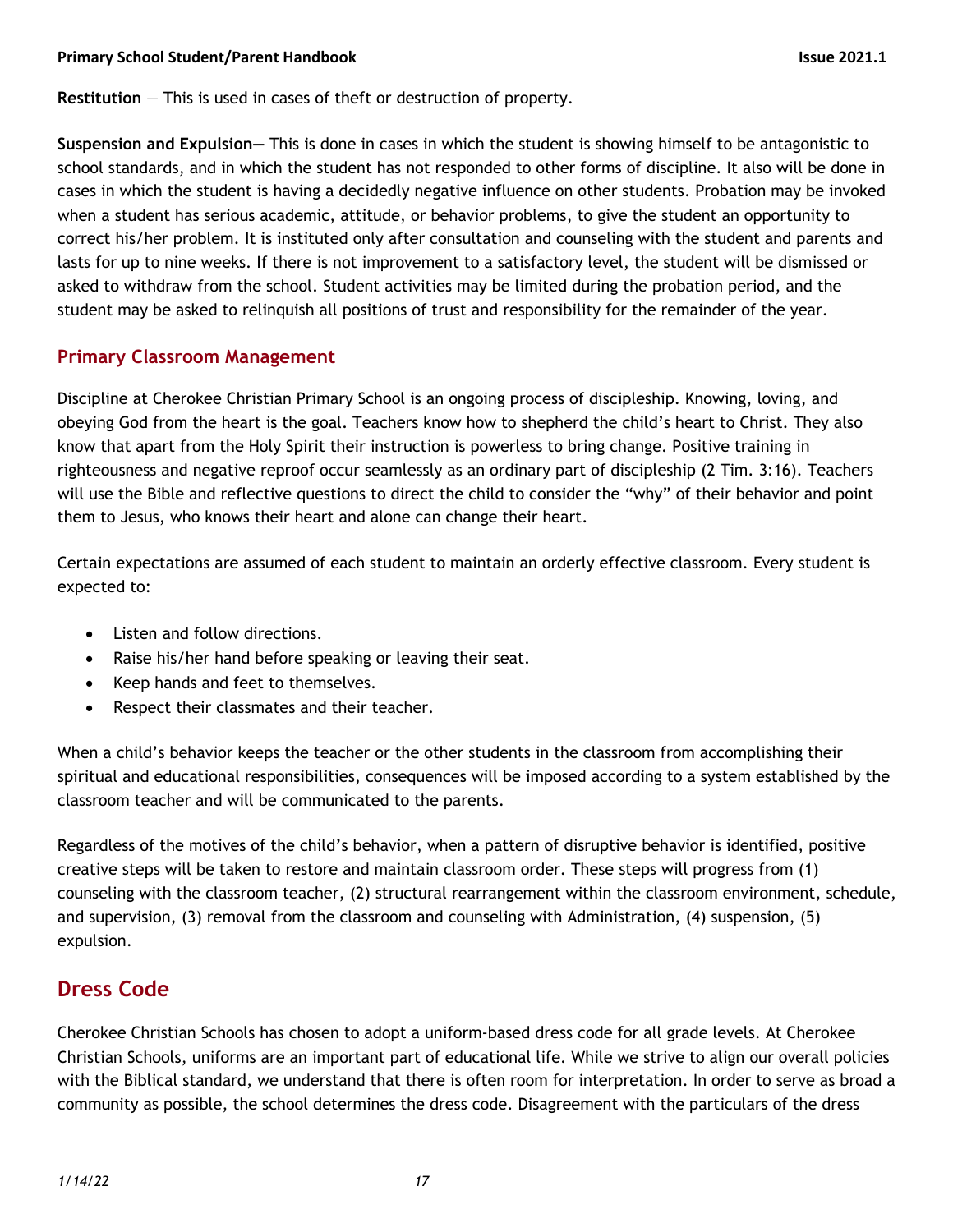**Restitution** — This is used in cases of theft or destruction of property.

**Suspension and Expulsion—** This is done in cases in which the student is showing himself to be antagonistic to school standards, and in which the student has not responded to other forms of discipline. It also will be done in cases in which the student is having a decidedly negative influence on other students. Probation may be invoked when a student has serious academic, attitude, or behavior problems, to give the student an opportunity to correct his/her problem. It is instituted only after consultation and counseling with the student and parents and lasts for up to nine weeks. If there is not improvement to a satisfactory level, the student will be dismissed or asked to withdraw from the school. Student activities may be limited during the probation period, and the student may be asked to relinquish all positions of trust and responsibility for the remainder of the year.

### Primary Classroom Management

Discipline at Cherokee Christian Primary School is an ongoing process of discipleship. Knowing, loving, and obeying God from the heart is the goal. Teachers know how to shepherd the child's heart to Christ. They also know that apart from the Holy Spirit their instruction is powerless to bring change. Positive training in righteousness and negative reproof occur seamlessly as an ordinary part of discipleship (2 Tim. 3:16). Teachers will use the Bible and reflective questions to direct the child to consider the "why" of their behavior and point them to Jesus, who knows their heart and alone can change their heart.

Certain expectations are assumed of each student to maintain an orderly effective classroom. Every student is expected to:

- Listen and follow directions.
- Raise his/her hand before speaking or leaving their seat.
- Keep hands and feet to themselves.
- Respect their classmates and their teacher.

When a child's behavior keeps the teacher or the other students in the classroom from accomplishing their spiritual and educational responsibilities, consequences will be imposed according to a system established by the classroom teacher and will be communicated to the parents.

Regardless of the motives of the child's behavior, when a pattern of disruptive behavior is identified, positive creative steps will be taken to restore and maintain classroom order. These steps will progress from (1) counseling with the classroom teacher, (2) structural rearrangement within the classroom environment, schedule, and supervision, (3) removal from the classroom and counseling with Administration, (4) suspension, (5) expulsion.

## Dress Code

Cherokee Christian Schools has chosen to adopt a uniform-based dress code for all grade levels. At Cherokee Christian Schools, uniforms are an important part of educational life. While we strive to align our overall policies with the Biblical standard, we understand that there is often room for interpretation. In order to serve as broad a community as possible, the school determines the dress code. Disagreement with the particulars of the dress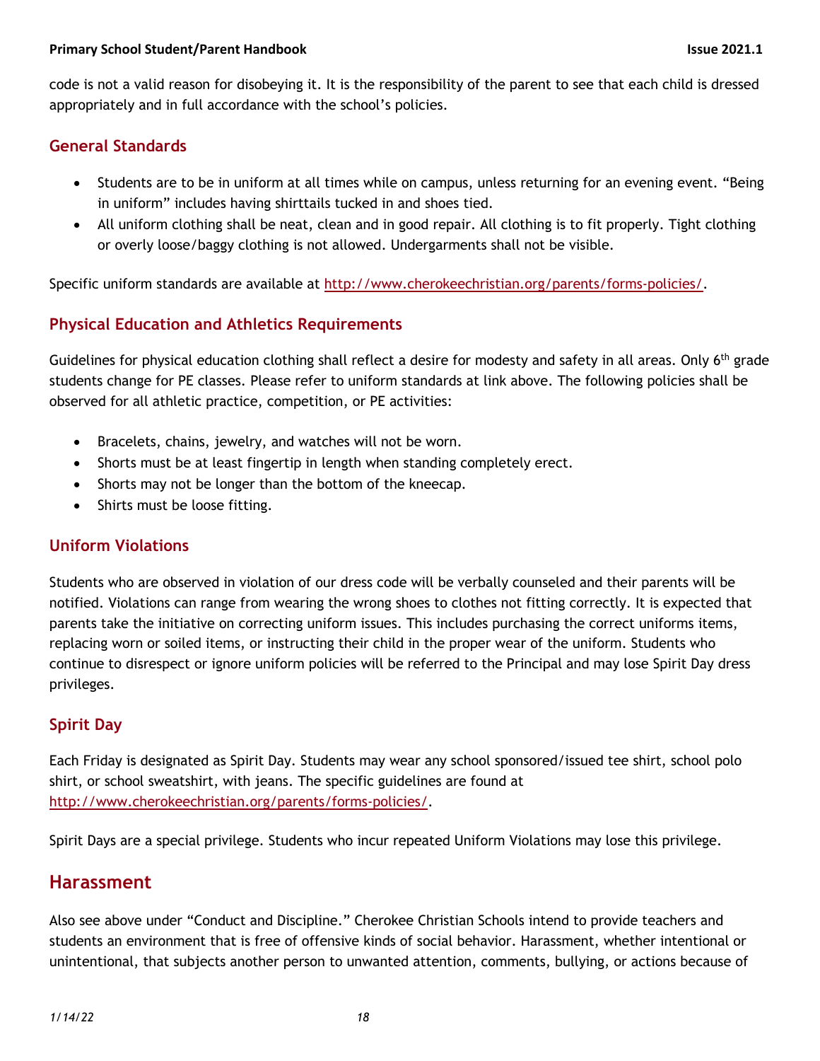code is not a valid reason for disobeying it. It is the responsibility of the parent to see that each child is dressed appropriately and in full accordance with the school's policies.

### General Standards

- Students are to be in uniform at all times while on campus, unless returning for an evening event. "Being in uniform" includes having shirttails tucked in and shoes tied.
- All uniform clothing shall be neat, clean and in good repair. All clothing is to fit properly. Tight clothing or overly loose/baggy clothing is not allowed. Undergarments shall not be visible.

Specific uniform standards are available at http://www.cherokeechristian.org/parents/forms-policies/.

### Physical Education and Athletics Requirements

Guidelines for physical education clothing shall reflect a desire for modesty and safety in all areas. Only 6th grade students change for PE classes. Please refer to uniform standards at link above. The following policies shall be observed for all athletic practice, competition, or PE activities:

- Bracelets, chains, jewelry, and watches will not be worn.
- Shorts must be at least fingertip in length when standing completely erect.
- Shorts may not be longer than the bottom of the kneecap.
- Shirts must be loose fitting.

### Uniform Violations

Students who are observed in violation of our dress code will be verbally counseled and their parents will be notified. Violations can range from wearing the wrong shoes to clothes not fitting correctly. It is expected that parents take the initiative on correcting uniform issues. This includes purchasing the correct uniforms items, replacing worn or soiled items, or instructing their child in the proper wear of the uniform. Students who continue to disrespect or ignore uniform policies will be referred to the Principal and may lose Spirit Day dress privileges.

### Spirit Day

Each Friday is designated as Spirit Day. Students may wear any school sponsored/issued tee shirt, school polo shirt, or school sweatshirt, with jeans. The specific guidelines are found at http://www.cherokeechristian.org/parents/forms-policies/.

Spirit Days are a special privilege. Students who incur repeated Uniform Violations may lose this privilege.

## Harassment

Also see above under "Conduct and Discipline." Cherokee Christian Schools intend to provide teachers and students an environment that is free of offensive kinds of social behavior. Harassment, whether intentional or unintentional, that subjects another person to unwanted attention, comments, bullying, or actions because of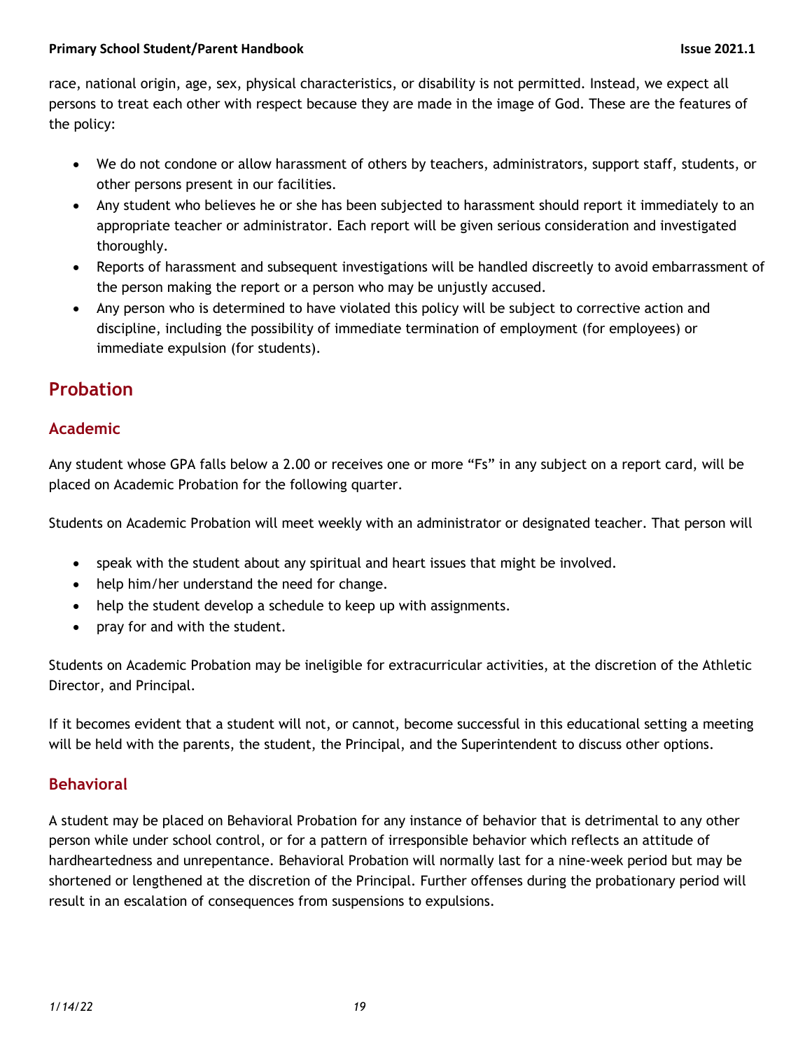race, national origin, age, sex, physical characteristics, or disability is not permitted. Instead, we expect all persons to treat each other with respect because they are made in the image of God. These are the features of the policy:

- We do not condone or allow harassment of others by teachers, administrators, support staff, students, or other persons present in our facilities.
- Any student who believes he or she has been subjected to harassment should report it immediately to an appropriate teacher or administrator. Each report will be given serious consideration and investigated thoroughly.
- Reports of harassment and subsequent investigations will be handled discreetly to avoid embarrassment of the person making the report or a person who may be unjustly accused.
- Any person who is determined to have violated this policy will be subject to corrective action and discipline, including the possibility of immediate termination of employment (for employees) or immediate expulsion (for students).

## Probation

### Academic

Any student whose GPA falls below a 2.00 or receives one or more "Fs" in any subject on a report card, will be placed on Academic Probation for the following quarter.

Students on Academic Probation will meet weekly with an administrator or designated teacher. That person will

- speak with the student about any spiritual and heart issues that might be involved.
- help him/her understand the need for change.
- help the student develop a schedule to keep up with assignments.
- pray for and with the student.

Students on Academic Probation may be ineligible for extracurricular activities, at the discretion of the Athletic Director, and Principal.

If it becomes evident that a student will not, or cannot, become successful in this educational setting a meeting will be held with the parents, the student, the Principal, and the Superintendent to discuss other options.

### Behavioral

A student may be placed on Behavioral Probation for any instance of behavior that is detrimental to any other person while under school control, or for a pattern of irresponsible behavior which reflects an attitude of hardheartedness and unrepentance. Behavioral Probation will normally last for a nine-week period but may be shortened or lengthened at the discretion of the Principal. Further offenses during the probationary period will result in an escalation of consequences from suspensions to expulsions.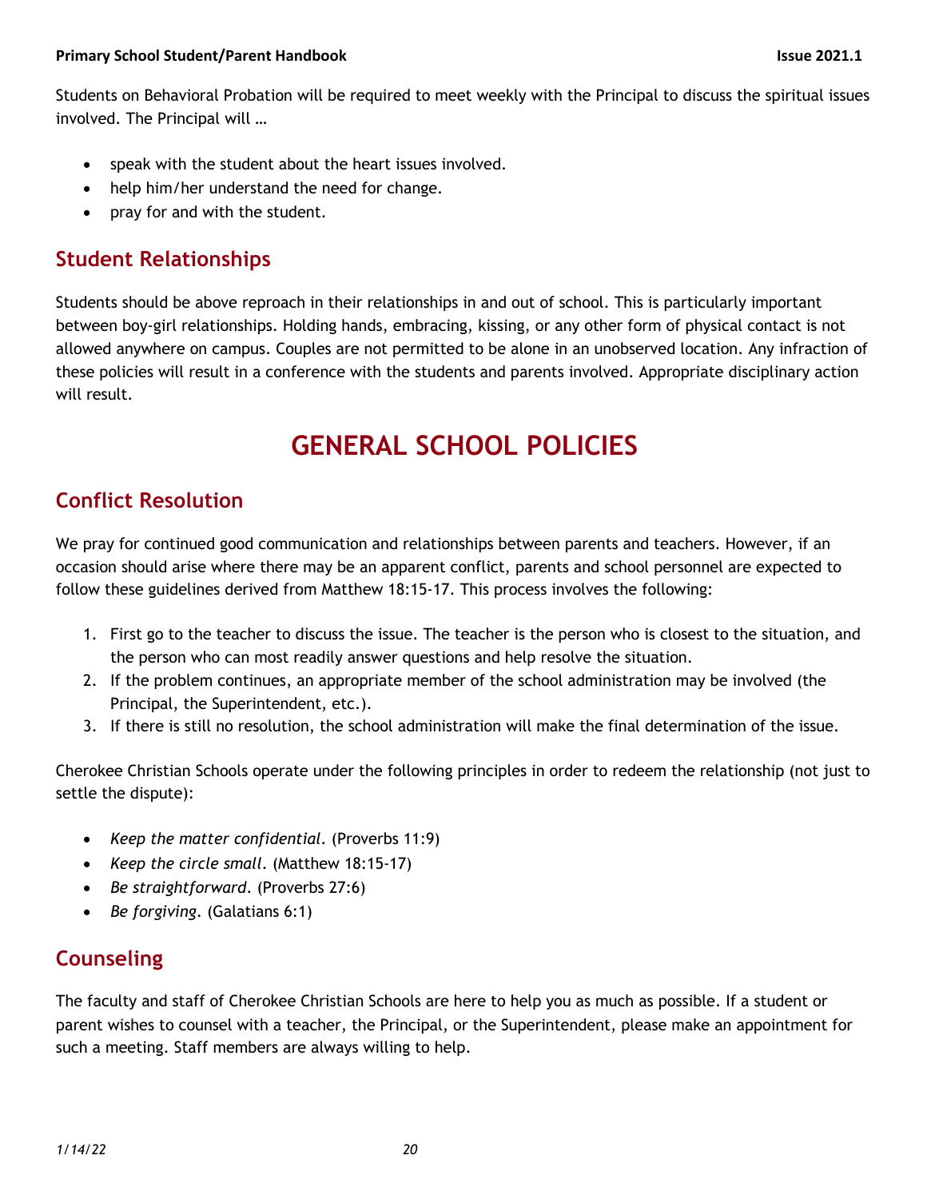Students on Behavioral Probation will be required to meet weekly with the Principal to discuss the spiritual issues involved. The Principal will …

- speak with the student about the heart issues involved.
- help him/her understand the need for change.
- pray for and with the student.

## Student Relationships

Students should be above reproach in their relationships in and out of school. This is particularly important between boy-girl relationships. Holding hands, embracing, kissing, or any other form of physical contact is not allowed anywhere on campus. Couples are not permitted to be alone in an unobserved location. Any infraction of these policies will result in a conference with the students and parents involved. Appropriate disciplinary action will result.

# GENERAL SCHOOL POLICIES

## Conflict Resolution

We pray for continued good communication and relationships between parents and teachers. However, if an occasion should arise where there may be an apparent conflict, parents and school personnel are expected to follow these guidelines derived from Matthew 18:15-17. This process involves the following:

1. First go to the teacher to discuss the issue. The teacher is the person who is closest to the situation, and the person who can most readily answer questions and help resolve the situation.
2. If the problem continues, an appropriate member of the school administration may be involved (the Principal, the Superintendent, etc.).
3. If there is still no resolution, the school administration will make the final determination of the issue.

Cherokee Christian Schools operate under the following principles in order to redeem the relationship (not just to settle the dispute):

- *Keep the matter confidential*. (Proverbs 11:9)
- *Keep the circle small*. (Matthew 18:15-17)
- *Be straightforward*. (Proverbs 27:6)
- *Be forgiving*. (Galatians 6:1)

## Counseling

The faculty and staff of Cherokee Christian Schools are here to help you as much as possible. If a student or parent wishes to counsel with a teacher, the Principal, or the Superintendent, please make an appointment for such a meeting. Staff members are always willing to help.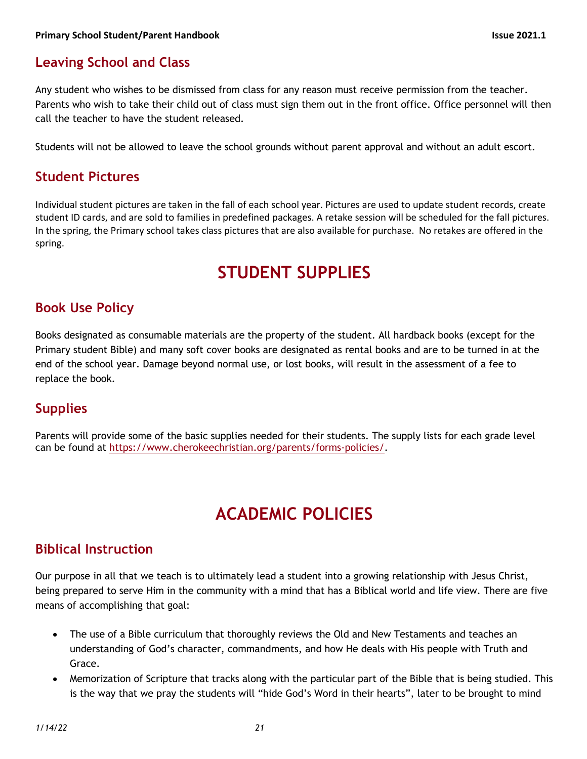## Leaving School and Class

Any student who wishes to be dismissed from class for any reason must receive permission from the teacher. Parents who wish to take their child out of class must sign them out in the front office. Office personnel will then call the teacher to have the student released.

Students will not be allowed to leave the school grounds without parent approval and without an adult escort.

## Student Pictures

Individual student pictures are taken in the fall of each school year. Pictures are used to update student records, create student ID cards, and are sold to families in predefined packages. A retake session will be scheduled for the fall pictures. In the spring, the Primary school takes class pictures that are also available for purchase. No retakes are offered in the spring.

# STUDENT SUPPLIES

## Book Use Policy

Books designated as consumable materials are the property of the student. All hardback books (except for the Primary student Bible) and many soft cover books are designated as rental books and are to be turned in at the end of the school year. Damage beyond normal use, or lost books, will result in the assessment of a fee to replace the book.

## Supplies

Parents will provide some of the basic supplies needed for their students. The supply lists for each grade level can be found at https://www.cherokeechristian.org/parents/forms-policies/.

# ACADEMIC POLICIES

## Biblical Instruction

Our purpose in all that we teach is to ultimately lead a student into a growing relationship with Jesus Christ, being prepared to serve Him in the community with a mind that has a Biblical world and life view. There are five means of accomplishing that goal:

- The use of a Bible curriculum that thoroughly reviews the Old and New Testaments and teaches an understanding of God's character, commandments, and how He deals with His people with Truth and Grace.
- Memorization of Scripture that tracks along with the particular part of the Bible that is being studied. This is the way that we pray the students will "hide God's Word in their hearts", later to be brought to mind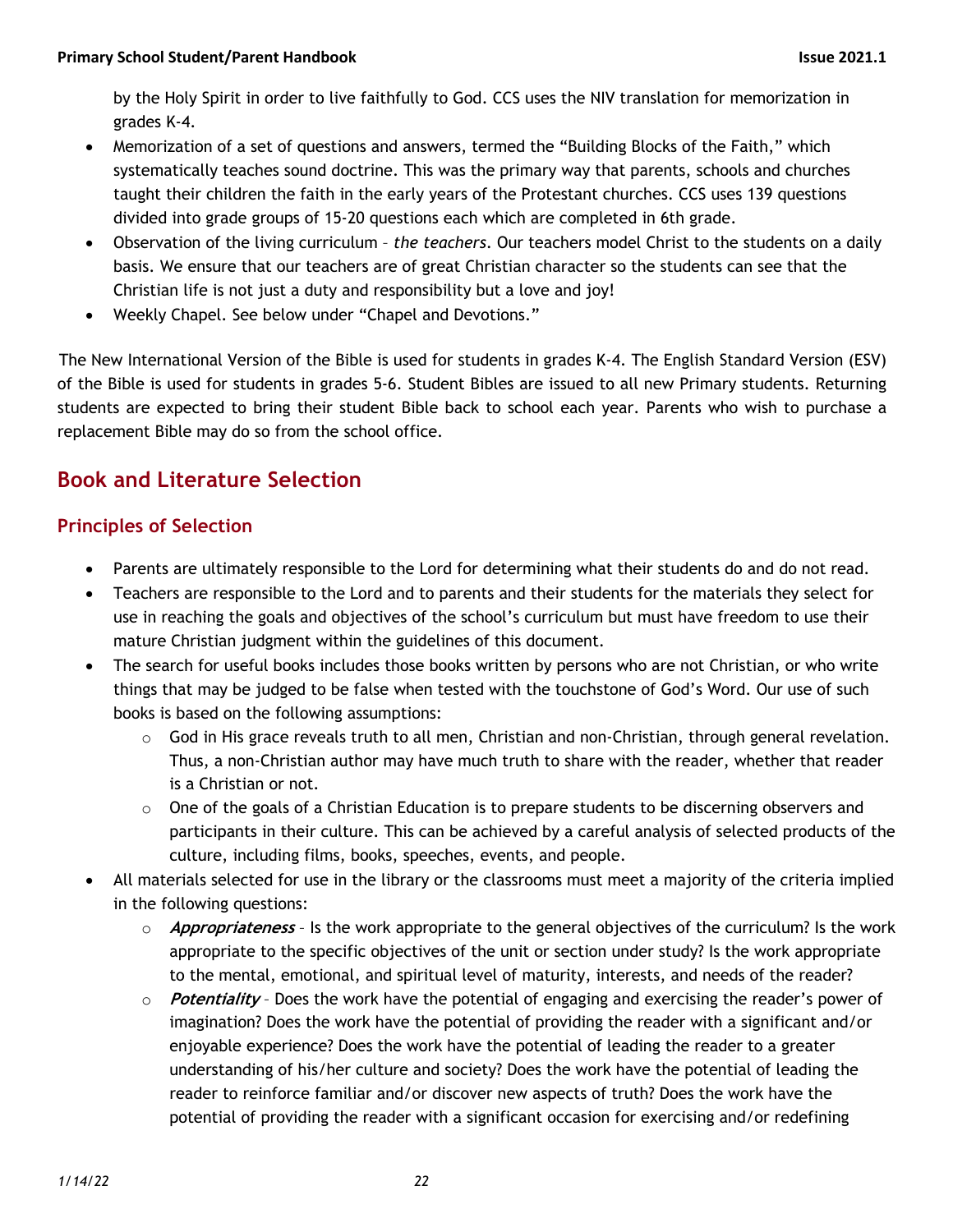by the Holy Spirit in order to live faithfully to God. CCS uses the NIV translation for memorization in grades K-4.

- Memorization of a set of questions and answers, termed the "Building Blocks of the Faith," which systematically teaches sound doctrine. This was the primary way that parents, schools and churches taught their children the faith in the early years of the Protestant churches. CCS uses 139 questions divided into grade groups of 15-20 questions each which are completed in 6th grade.
- Observation of the living curriculum – *the teachers*. Our teachers model Christ to the students on a daily basis. We ensure that our teachers are of great Christian character so the students can see that the Christian life is not just a duty and responsibility but a love and joy!
- Weekly Chapel. See below under "Chapel and Devotions."

The New International Version of the Bible is used for students in grades K-4. The English Standard Version (ESV) of the Bible is used for students in grades 5-6. Student Bibles are issued to all new Primary students. Returning students are expected to bring their student Bible back to school each year. Parents who wish to purchase a replacement Bible may do so from the school office.

## Book and Literature Selection

### Principles of Selection

- Parents are ultimately responsible to the Lord for determining what their students do and do not read.
- Teachers are responsible to the Lord and to parents and their students for the materials they select for use in reaching the goals and objectives of the school's curriculum but must have freedom to use their mature Christian judgment within the guidelines of this document.
- The search for useful books includes those books written by persons who are not Christian, or who write things that may be judged to be false when tested with the touchstone of God's Word. Our use of such books is based on the following assumptions:
  - God in His grace reveals truth to all men, Christian and non-Christian, through general revelation. Thus, a non-Christian author may have much truth to share with the reader, whether that reader is a Christian or not.
  - One of the goals of a Christian Education is to prepare students to be discerning observers and participants in their culture. This can be achieved by a careful analysis of selected products of the culture, including films, books, speeches, events, and people.
- All materials selected for use in the library or the classrooms must meet a majority of the criteria implied in the following questions:
  - ***Appropriateness*** – Is the work appropriate to the general objectives of the curriculum? Is the work appropriate to the specific objectives of the unit or section under study? Is the work appropriate to the mental, emotional, and spiritual level of maturity, interests, and needs of the reader?
  - ***Potentiality*** – Does the work have the potential of engaging and exercising the reader's power of imagination? Does the work have the potential of providing the reader with a significant and/or enjoyable experience? Does the work have the potential of leading the reader to a greater understanding of his/her culture and society? Does the work have the potential of leading the reader to reinforce familiar and/or discover new aspects of truth? Does the work have the potential of providing the reader with a significant occasion for exercising and/or redefining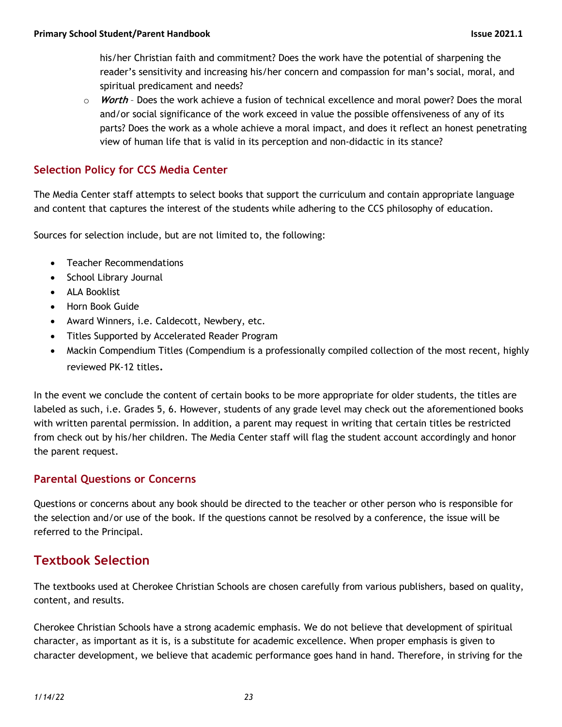his/her Christian faith and commitment? Does the work have the potential of sharpening the reader's sensitivity and increasing his/her concern and compassion for man's social, moral, and spiritual predicament and needs?

- ***Worth*** – Does the work achieve a fusion of technical excellence and moral power? Does the moral and/or social significance of the work exceed in value the possible offensiveness of any of its parts? Does the work as a whole achieve a moral impact, and does it reflect an honest penetrating view of human life that is valid in its perception and non-didactic in its stance?

### Selection Policy for CCS Media Center

The Media Center staff attempts to select books that support the curriculum and contain appropriate language and content that captures the interest of the students while adhering to the CCS philosophy of education.

Sources for selection include, but are not limited to, the following:

- Teacher Recommendations
- School Library Journal
- ALA Booklist
- Horn Book Guide
- Award Winners, i.e. Caldecott, Newbery, etc.
- Titles Supported by Accelerated Reader Program
- Mackin Compendium Titles (Compendium is a professionally compiled collection of the most recent, highly reviewed PK-12 titles.

In the event we conclude the content of certain books to be more appropriate for older students, the titles are labeled as such, i.e. Grades 5, 6. However, students of any grade level may check out the aforementioned books with written parental permission. In addition, a parent may request in writing that certain titles be restricted from check out by his/her children. The Media Center staff will flag the student account accordingly and honor the parent request.

### Parental Questions or Concerns

Questions or concerns about any book should be directed to the teacher or other person who is responsible for the selection and/or use of the book. If the questions cannot be resolved by a conference, the issue will be referred to the Principal.

## Textbook Selection

The textbooks used at Cherokee Christian Schools are chosen carefully from various publishers, based on quality, content, and results.

Cherokee Christian Schools have a strong academic emphasis. We do not believe that development of spiritual character, as important as it is, is a substitute for academic excellence. When proper emphasis is given to character development, we believe that academic performance goes hand in hand. Therefore, in striving for the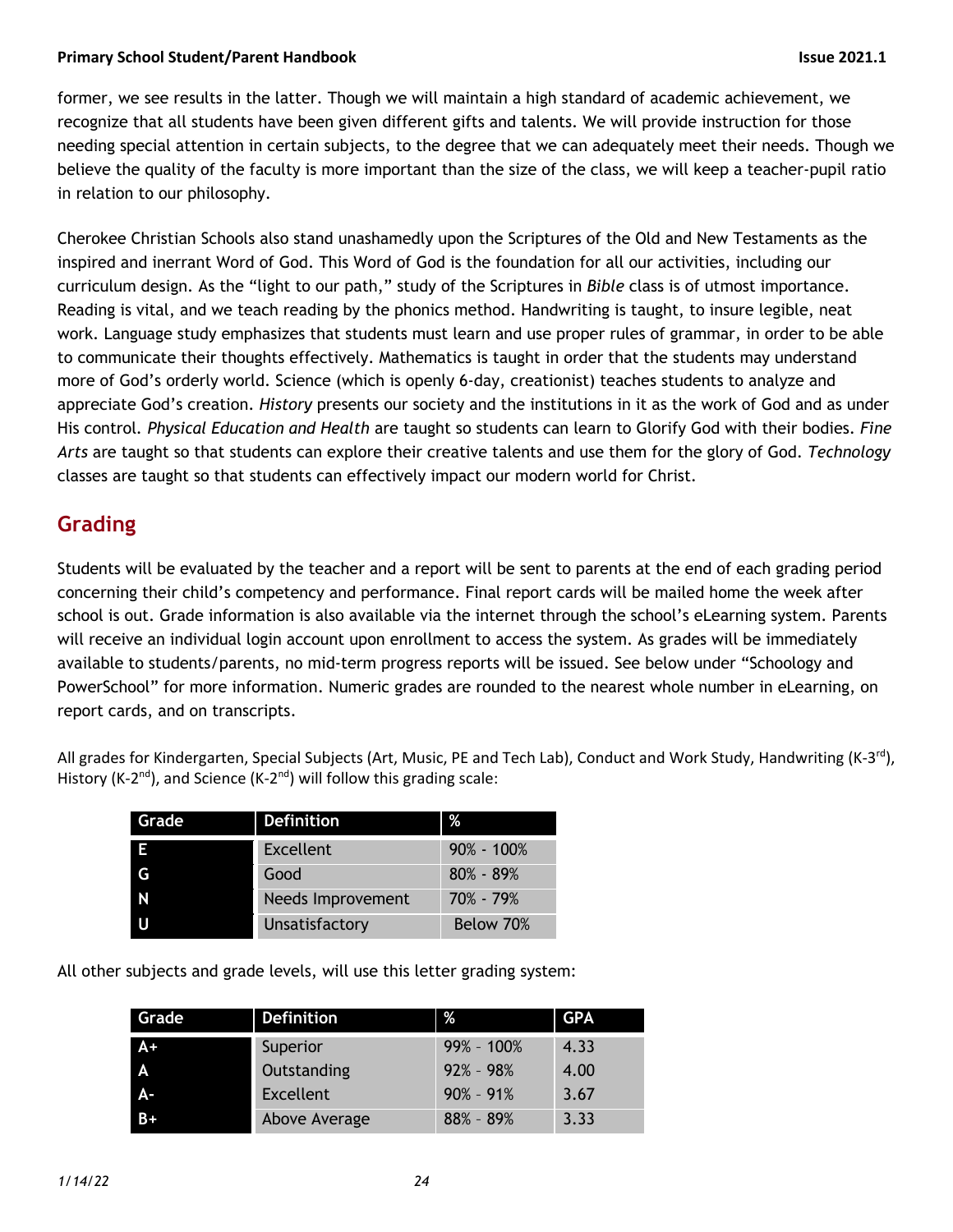former, we see results in the latter. Though we will maintain a high standard of academic achievement, we recognize that all students have been given different gifts and talents. We will provide instruction for those needing special attention in certain subjects, to the degree that we can adequately meet their needs. Though we believe the quality of the faculty is more important than the size of the class, we will keep a teacher-pupil ratio in relation to our philosophy.

Cherokee Christian Schools also stand unashamedly upon the Scriptures of the Old and New Testaments as the inspired and inerrant Word of God. This Word of God is the foundation for all our activities, including our curriculum design. As the "light to our path," study of the Scriptures in *Bible* class is of utmost importance. Reading is vital, and we teach reading by the phonics method. Handwriting is taught, to insure legible, neat work. Language study emphasizes that students must learn and use proper rules of grammar, in order to be able to communicate their thoughts effectively. Mathematics is taught in order that the students may understand more of God's orderly world. Science (which is openly 6-day, creationist) teaches students to analyze and appreciate God's creation. *History* presents our society and the institutions in it as the work of God and as under His control. *Physical Education and Health* are taught so students can learn to Glorify God with their bodies. *Fine Arts* are taught so that students can explore their creative talents and use them for the glory of God. *Technology* classes are taught so that students can effectively impact our modern world for Christ.

## Grading

Students will be evaluated by the teacher and a report will be sent to parents at the end of each grading period concerning their child's competency and performance. Final report cards will be mailed home the week after school is out. Grade information is also available via the internet through the school's eLearning system. Parents will receive an individual login account upon enrollment to access the system. As grades will be immediately available to students/parents, no mid-term progress reports will be issued. See below under "Schoology and PowerSchool" for more information. Numeric grades are rounded to the nearest whole number in eLearning, on report cards, and on transcripts.

All grades for Kindergarten, Special Subjects (Art, Music, PE and Tech Lab), Conduct and Work Study, Handwriting (K-3rd), History (K-2nd), and Science (K-2nd) will follow this grading scale:

| Grade | Definition | % |
|---|---|---|
| E | Excellent | 90% - 100% |
| G | Good | 80% - 89% |
| N | Needs Improvement | 70% - 79% |
| U | Unsatisfactory | Below 70% |

All other subjects and grade levels, will use this letter grading system:

| Grade | Definition | % | GPA |
|---|---|---|---|
| A+ | Superior | 99% - 100% | 4.33 |
| A | Outstanding | 92% - 98% | 4.00 |
| A- | Excellent | 90% - 91% | 3.67 |
| B+ | Above Average | 88% - 89% | 3.33 |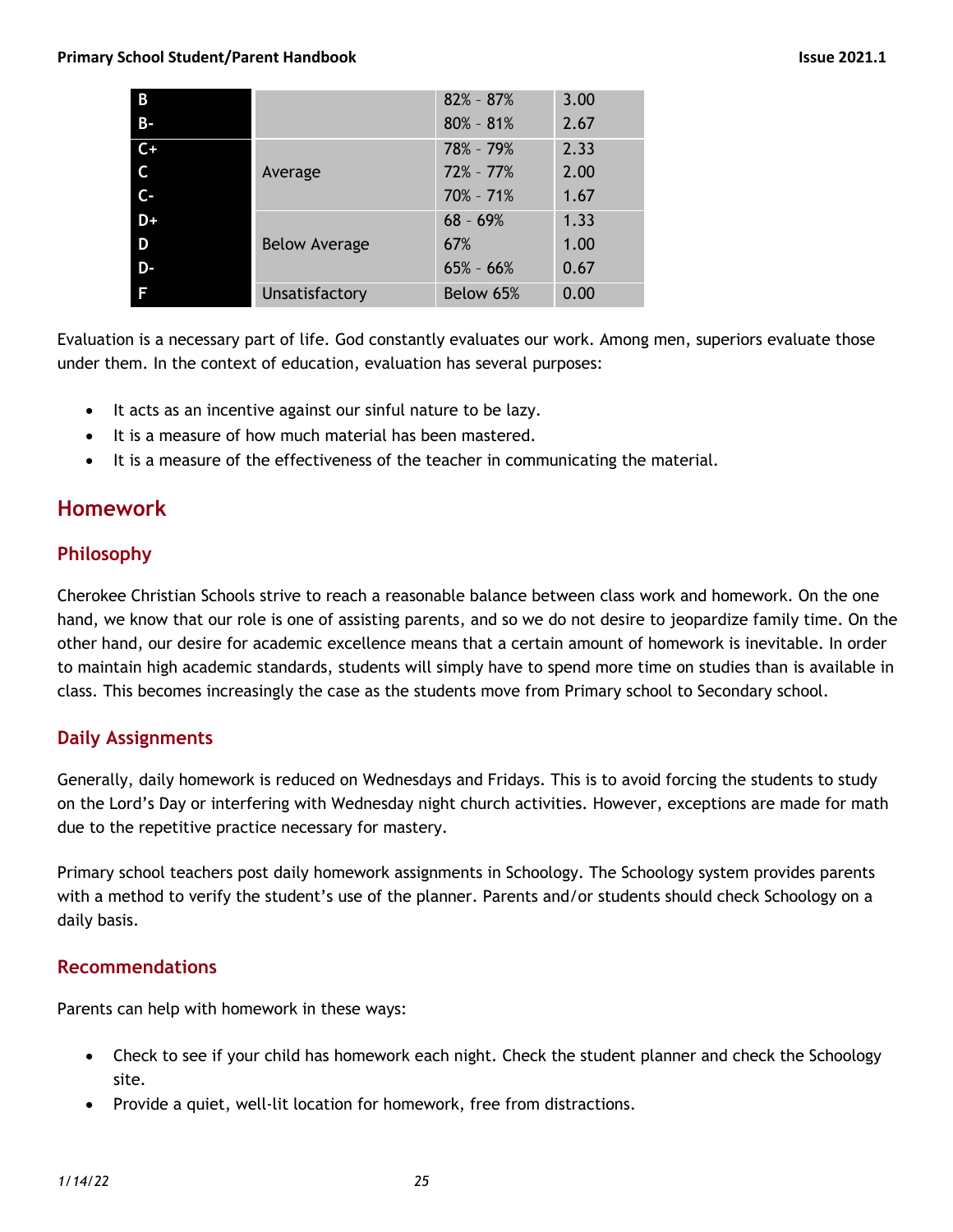| B | | 82% - 87% | 3.00 |
|---|---|---|---|
| B- | | 80% - 81% | 2.67 |
| C+ | Average | 78% - 79% | 2.33 |
| C | | 72% - 77% | 2.00 |
| C- | | 70% - 71% | 1.67 |
| D+ | Below Average | 68 – 69% | 1.33 |
| D | | 67% | 1.00 |
| D- | | 65% - 66% | 0.67 |
| F | Unsatisfactory | Below 65% | 0.00 |

Evaluation is a necessary part of life. God constantly evaluates our work. Among men, superiors evaluate those under them. In the context of education, evaluation has several purposes:

- It acts as an incentive against our sinful nature to be lazy.
- It is a measure of how much material has been mastered.
- It is a measure of the effectiveness of the teacher in communicating the material.

## Homework

### Philosophy

Cherokee Christian Schools strive to reach a reasonable balance between class work and homework. On the one hand, we know that our role is one of assisting parents, and so we do not desire to jeopardize family time. On the other hand, our desire for academic excellence means that a certain amount of homework is inevitable. In order to maintain high academic standards, students will simply have to spend more time on studies than is available in class. This becomes increasingly the case as the students move from Primary school to Secondary school.

### Daily Assignments

Generally, daily homework is reduced on Wednesdays and Fridays. This is to avoid forcing the students to study on the Lord's Day or interfering with Wednesday night church activities. However, exceptions are made for math due to the repetitive practice necessary for mastery.

Primary school teachers post daily homework assignments in Schoology. The Schoology system provides parents with a method to verify the student's use of the planner. Parents and/or students should check Schoology on a daily basis.

### Recommendations

Parents can help with homework in these ways:

- Check to see if your child has homework each night. Check the student planner and check the Schoology site.
- Provide a quiet, well-lit location for homework, free from distractions.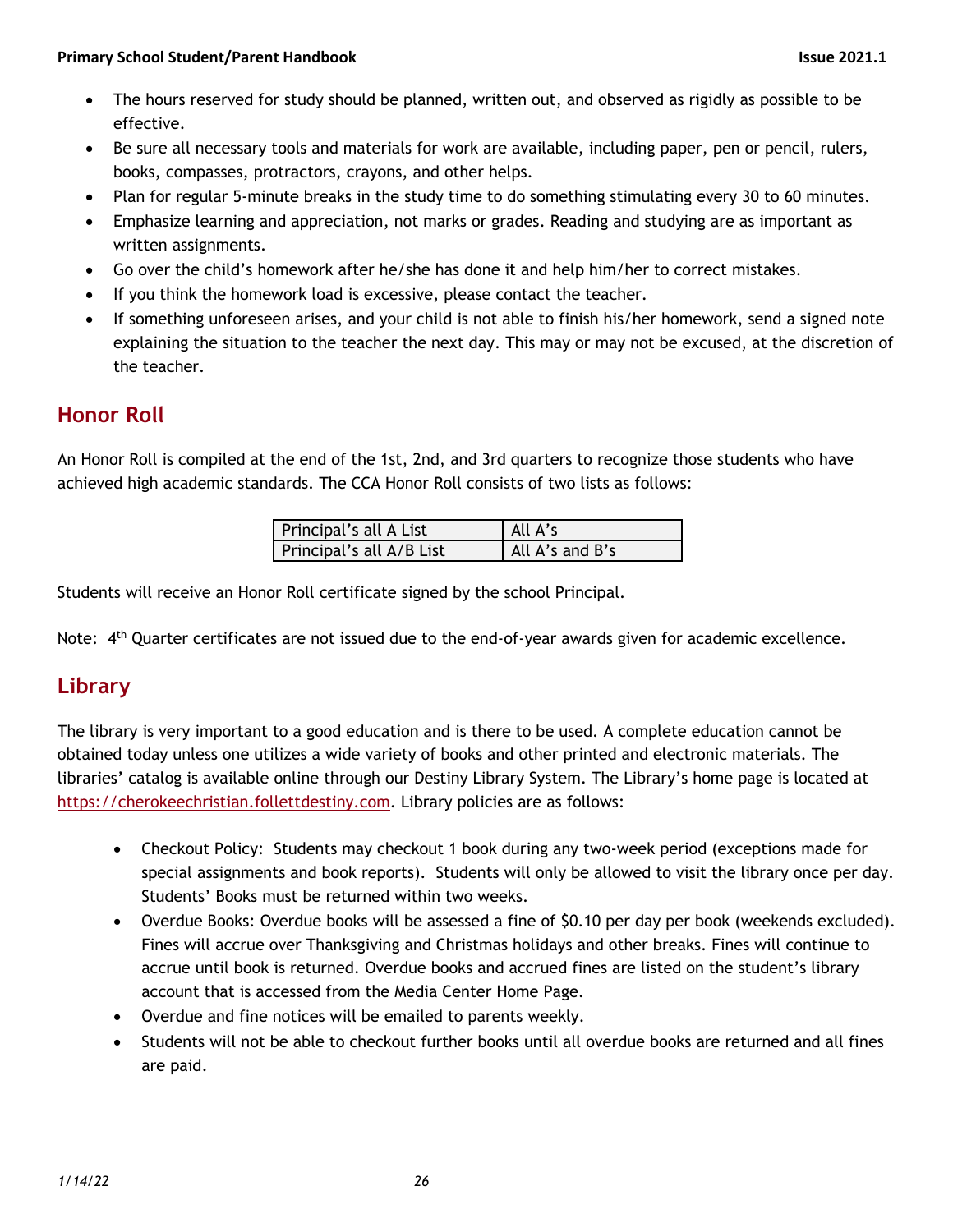- The hours reserved for study should be planned, written out, and observed as rigidly as possible to be effective.
- Be sure all necessary tools and materials for work are available, including paper, pen or pencil, rulers, books, compasses, protractors, crayons, and other helps.
- Plan for regular 5-minute breaks in the study time to do something stimulating every 30 to 60 minutes.
- Emphasize learning and appreciation, not marks or grades. Reading and studying are as important as written assignments.
- Go over the child's homework after he/she has done it and help him/her to correct mistakes.
- If you think the homework load is excessive, please contact the teacher.
- If something unforeseen arises, and your child is not able to finish his/her homework, send a signed note explaining the situation to the teacher the next day. This may or may not be excused, at the discretion of the teacher.

## Honor Roll

An Honor Roll is compiled at the end of the 1st, 2nd, and 3rd quarters to recognize those students who have achieved high academic standards. The CCA Honor Roll consists of two lists as follows:

| Principal's all A List | All A's |
|---|---|
| Principal's all A/B List | All A's and B's |

Students will receive an Honor Roll certificate signed by the school Principal.

Note: 4th Quarter certificates are not issued due to the end-of-year awards given for academic excellence.

## Library

The library is very important to a good education and is there to be used. A complete education cannot be obtained today unless one utilizes a wide variety of books and other printed and electronic materials. The libraries' catalog is available online through our Destiny Library System. The Library's home page is located at https://cherokeechristian.follettdestiny.com. Library policies are as follows:

- Checkout Policy: Students may checkout 1 book during any two-week period (exceptions made for special assignments and book reports). Students will only be allowed to visit the library once per day. Students' Books must be returned within two weeks.
- Overdue Books: Overdue books will be assessed a fine of $0.10 per day per book (weekends excluded). Fines will accrue over Thanksgiving and Christmas holidays and other breaks. Fines will continue to accrue until book is returned. Overdue books and accrued fines are listed on the student's library account that is accessed from the Media Center Home Page.
- Overdue and fine notices will be emailed to parents weekly.
- Students will not be able to checkout further books until all overdue books are returned and all fines are paid.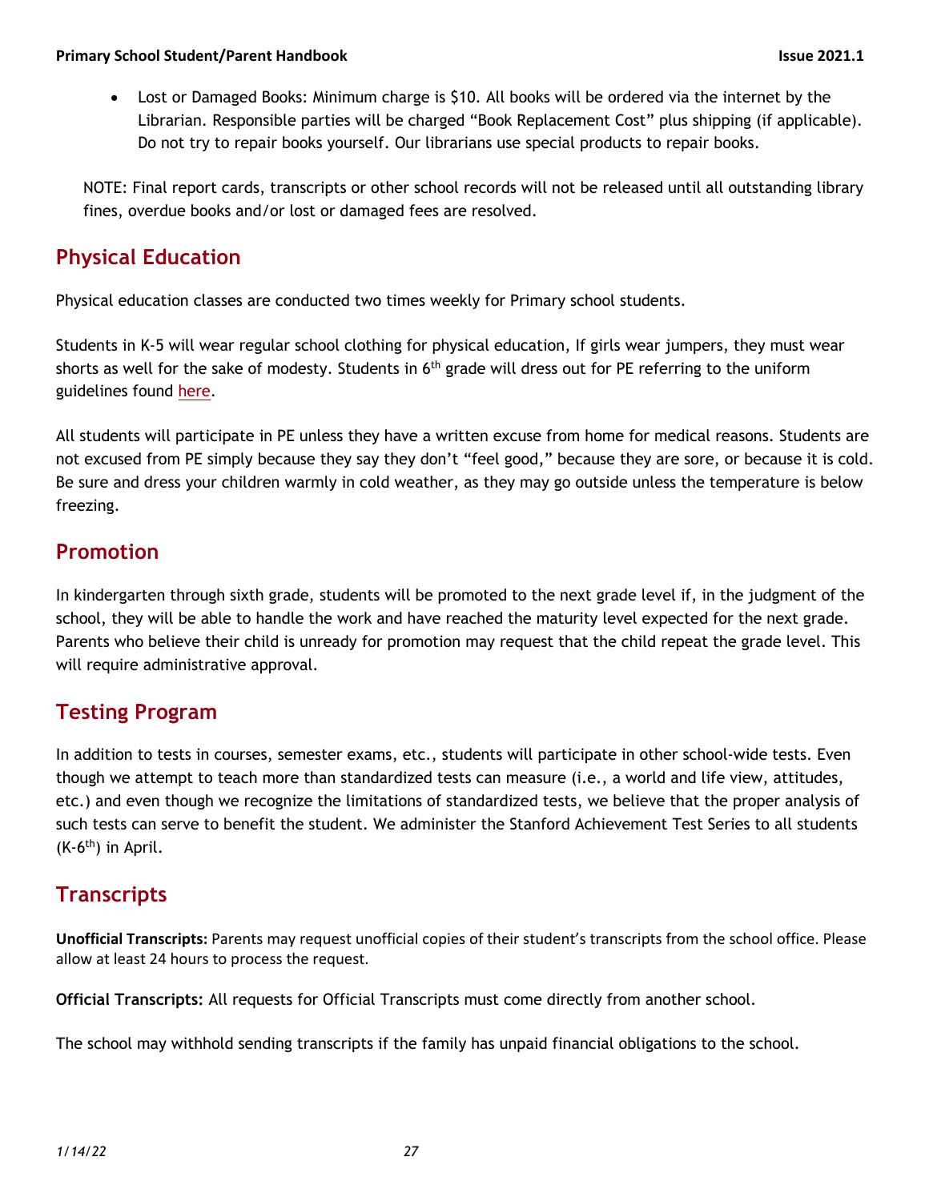- Lost or Damaged Books: Minimum charge is $10. All books will be ordered via the internet by the Librarian. Responsible parties will be charged "Book Replacement Cost" plus shipping (if applicable). Do not try to repair books yourself. Our librarians use special products to repair books.

NOTE: Final report cards, transcripts or other school records will not be released until all outstanding library fines, overdue books and/or lost or damaged fees are resolved.

## Physical Education

Physical education classes are conducted two times weekly for Primary school students.

Students in K-5 will wear regular school clothing for physical education, If girls wear jumpers, they must wear shorts as well for the sake of modesty. Students in 6th grade will dress out for PE referring to the uniform guidelines found here.

All students will participate in PE unless they have a written excuse from home for medical reasons. Students are not excused from PE simply because they say they don't "feel good," because they are sore, or because it is cold. Be sure and dress your children warmly in cold weather, as they may go outside unless the temperature is below freezing.

## Promotion

In kindergarten through sixth grade, students will be promoted to the next grade level if, in the judgment of the school, they will be able to handle the work and have reached the maturity level expected for the next grade. Parents who believe their child is unready for promotion may request that the child repeat the grade level. This will require administrative approval.

## Testing Program

In addition to tests in courses, semester exams, etc., students will participate in other school-wide tests. Even though we attempt to teach more than standardized tests can measure (i.e., a world and life view, attitudes, etc.) and even though we recognize the limitations of standardized tests, we believe that the proper analysis of such tests can serve to benefit the student. We administer the Stanford Achievement Test Series to all students (K-6th) in April.

## Transcripts

**Unofficial Transcripts:** Parents may request unofficial copies of their student's transcripts from the school office. Please allow at least 24 hours to process the request.

**Official Transcripts:** All requests for Official Transcripts must come directly from another school.

The school may withhold sending transcripts if the family has unpaid financial obligations to the school.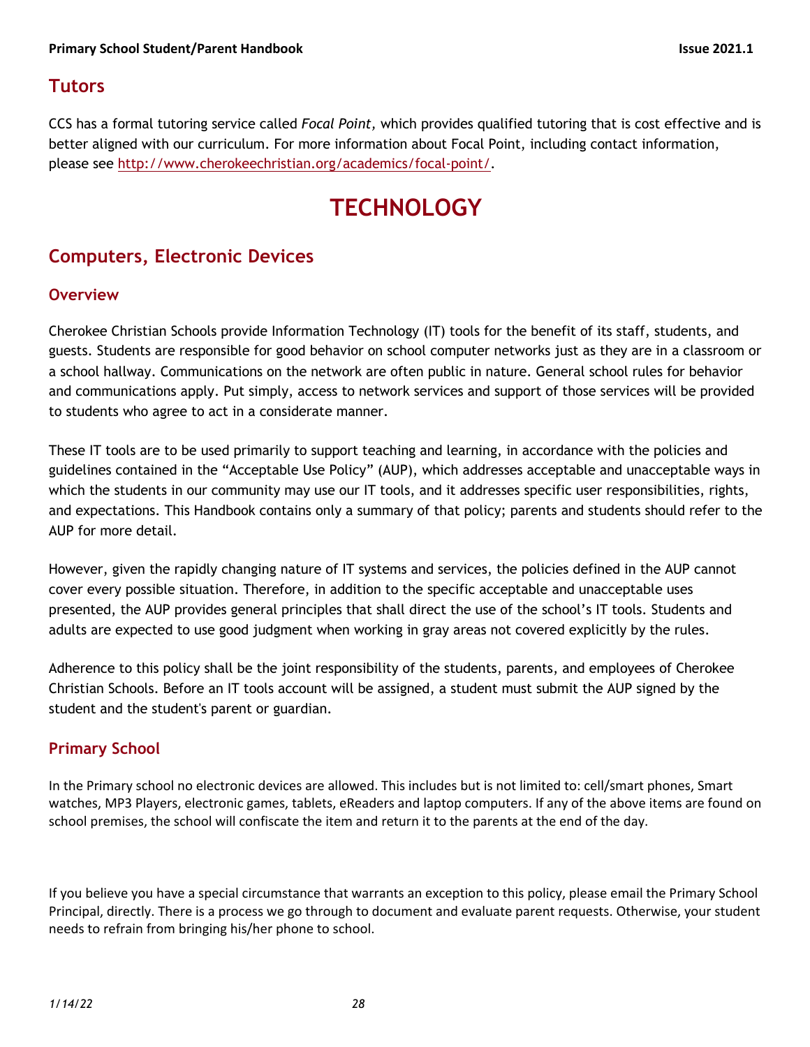## Tutors

CCS has a formal tutoring service called *Focal Point*, which provides qualified tutoring that is cost effective and is better aligned with our curriculum. For more information about Focal Point, including contact information, please see http://www.cherokeechristian.org/academics/focal-point/.

# TECHNOLOGY

## Computers, Electronic Devices

### Overview

Cherokee Christian Schools provide Information Technology (IT) tools for the benefit of its staff, students, and guests. Students are responsible for good behavior on school computer networks just as they are in a classroom or a school hallway. Communications on the network are often public in nature. General school rules for behavior and communications apply. Put simply, access to network services and support of those services will be provided to students who agree to act in a considerate manner.

These IT tools are to be used primarily to support teaching and learning, in accordance with the policies and guidelines contained in the "Acceptable Use Policy" (AUP), which addresses acceptable and unacceptable ways in which the students in our community may use our IT tools, and it addresses specific user responsibilities, rights, and expectations. This Handbook contains only a summary of that policy; parents and students should refer to the AUP for more detail.

However, given the rapidly changing nature of IT systems and services, the policies defined in the AUP cannot cover every possible situation. Therefore, in addition to the specific acceptable and unacceptable uses presented, the AUP provides general principles that shall direct the use of the school's IT tools. Students and adults are expected to use good judgment when working in gray areas not covered explicitly by the rules.

Adherence to this policy shall be the joint responsibility of the students, parents, and employees of Cherokee Christian Schools. Before an IT tools account will be assigned, a student must submit the AUP signed by the student and the student's parent or guardian.

### Primary School

In the Primary school no electronic devices are allowed. This includes but is not limited to: cell/smart phones, Smart watches, MP3 Players, electronic games, tablets, eReaders and laptop computers. If any of the above items are found on school premises, the school will confiscate the item and return it to the parents at the end of the day.

If you believe you have a special circumstance that warrants an exception to this policy, please email the Primary School Principal, directly. There is a process we go through to document and evaluate parent requests. Otherwise, your student needs to refrain from bringing his/her phone to school.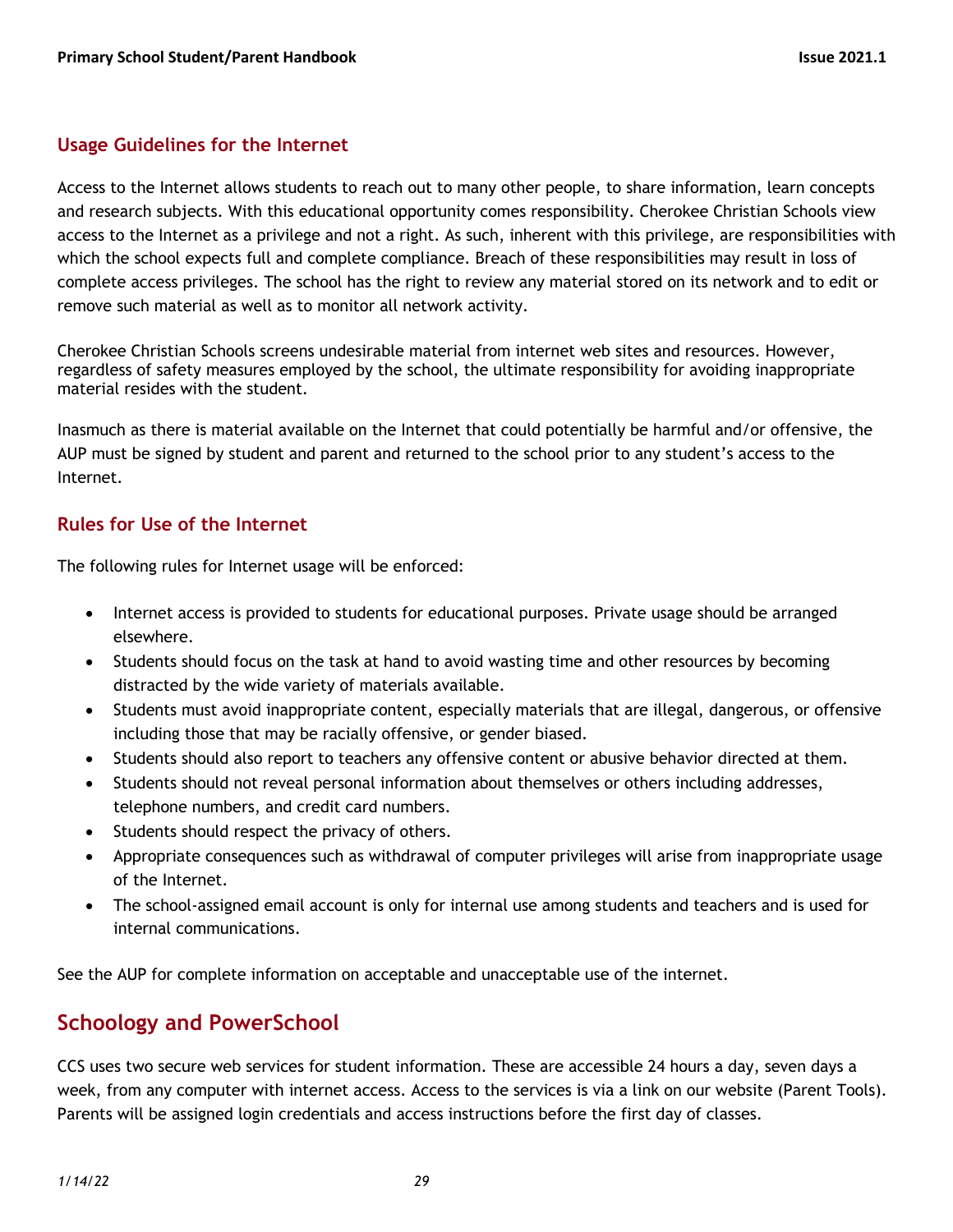### Usage Guidelines for the Internet

Access to the Internet allows students to reach out to many other people, to share information, learn concepts and research subjects. With this educational opportunity comes responsibility. Cherokee Christian Schools view access to the Internet as a privilege and not a right. As such, inherent with this privilege, are responsibilities with which the school expects full and complete compliance. Breach of these responsibilities may result in loss of complete access privileges. The school has the right to review any material stored on its network and to edit or remove such material as well as to monitor all network activity.

Cherokee Christian Schools screens undesirable material from internet web sites and resources. However, regardless of safety measures employed by the school, the ultimate responsibility for avoiding inappropriate material resides with the student.

Inasmuch as there is material available on the Internet that could potentially be harmful and/or offensive, the AUP must be signed by student and parent and returned to the school prior to any student's access to the Internet.

### Rules for Use of the Internet

The following rules for Internet usage will be enforced:

- Internet access is provided to students for educational purposes. Private usage should be arranged elsewhere.
- Students should focus on the task at hand to avoid wasting time and other resources by becoming distracted by the wide variety of materials available.
- Students must avoid inappropriate content, especially materials that are illegal, dangerous, or offensive including those that may be racially offensive, or gender biased.
- Students should also report to teachers any offensive content or abusive behavior directed at them.
- Students should not reveal personal information about themselves or others including addresses, telephone numbers, and credit card numbers.
- Students should respect the privacy of others.
- Appropriate consequences such as withdrawal of computer privileges will arise from inappropriate usage of the Internet.
- The school-assigned email account is only for internal use among students and teachers and is used for internal communications.

See the AUP for complete information on acceptable and unacceptable use of the internet.

## Schoology and PowerSchool

CCS uses two secure web services for student information. These are accessible 24 hours a day, seven days a week, from any computer with internet access. Access to the services is via a link on our website (Parent Tools). Parents will be assigned login credentials and access instructions before the first day of classes.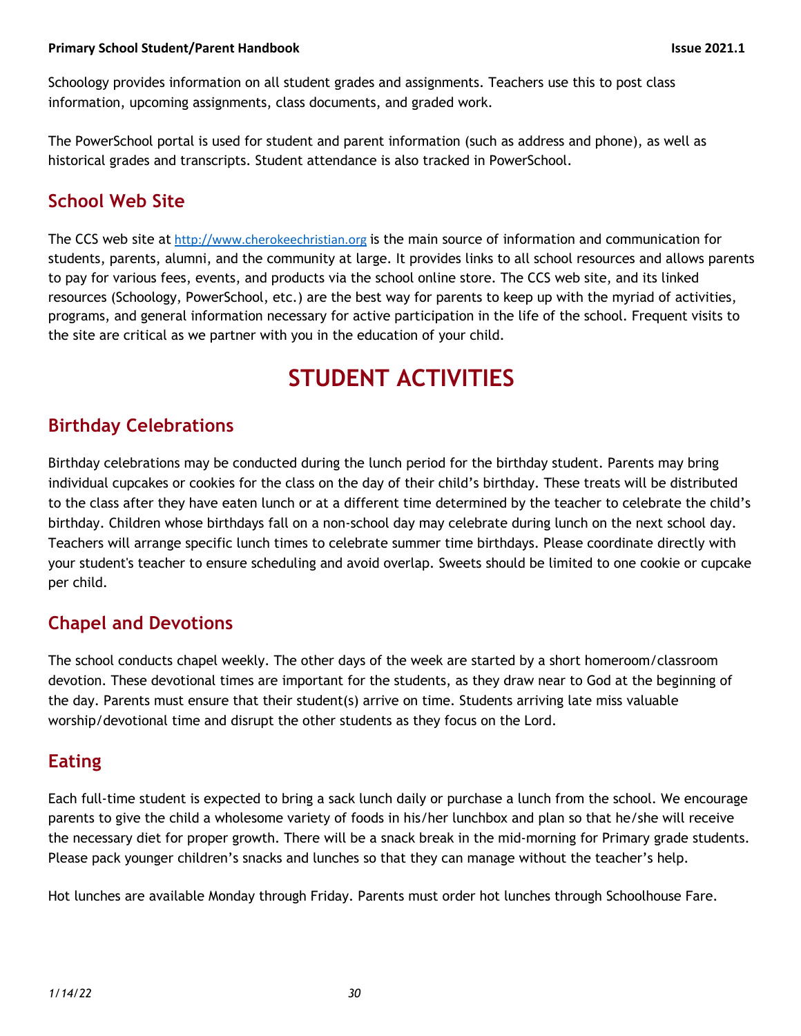Schoology provides information on all student grades and assignments. Teachers use this to post class information, upcoming assignments, class documents, and graded work.

The PowerSchool portal is used for student and parent information (such as address and phone), as well as historical grades and transcripts. Student attendance is also tracked in PowerSchool.

## School Web Site

The CCS web site at http://www.cherokeechristian.org is the main source of information and communication for students, parents, alumni, and the community at large. It provides links to all school resources and allows parents to pay for various fees, events, and products via the school online store. The CCS web site, and its linked resources (Schoology, PowerSchool, etc.) are the best way for parents to keep up with the myriad of activities, programs, and general information necessary for active participation in the life of the school. Frequent visits to the site are critical as we partner with you in the education of your child.

# STUDENT ACTIVITIES

## Birthday Celebrations

Birthday celebrations may be conducted during the lunch period for the birthday student. Parents may bring individual cupcakes or cookies for the class on the day of their child's birthday. These treats will be distributed to the class after they have eaten lunch or at a different time determined by the teacher to celebrate the child's birthday. Children whose birthdays fall on a non-school day may celebrate during lunch on the next school day. Teachers will arrange specific lunch times to celebrate summer time birthdays. Please coordinate directly with your student's teacher to ensure scheduling and avoid overlap. Sweets should be limited to one cookie or cupcake per child.

## Chapel and Devotions

The school conducts chapel weekly. The other days of the week are started by a short homeroom/classroom devotion. These devotional times are important for the students, as they draw near to God at the beginning of the day. Parents must ensure that their student(s) arrive on time. Students arriving late miss valuable worship/devotional time and disrupt the other students as they focus on the Lord.

## Eating

Each full-time student is expected to bring a sack lunch daily or purchase a lunch from the school. We encourage parents to give the child a wholesome variety of foods in his/her lunchbox and plan so that he/she will receive the necessary diet for proper growth. There will be a snack break in the mid-morning for Primary grade students. Please pack younger children's snacks and lunches so that they can manage without the teacher's help.

Hot lunches are available Monday through Friday. Parents must order hot lunches through Schoolhouse Fare.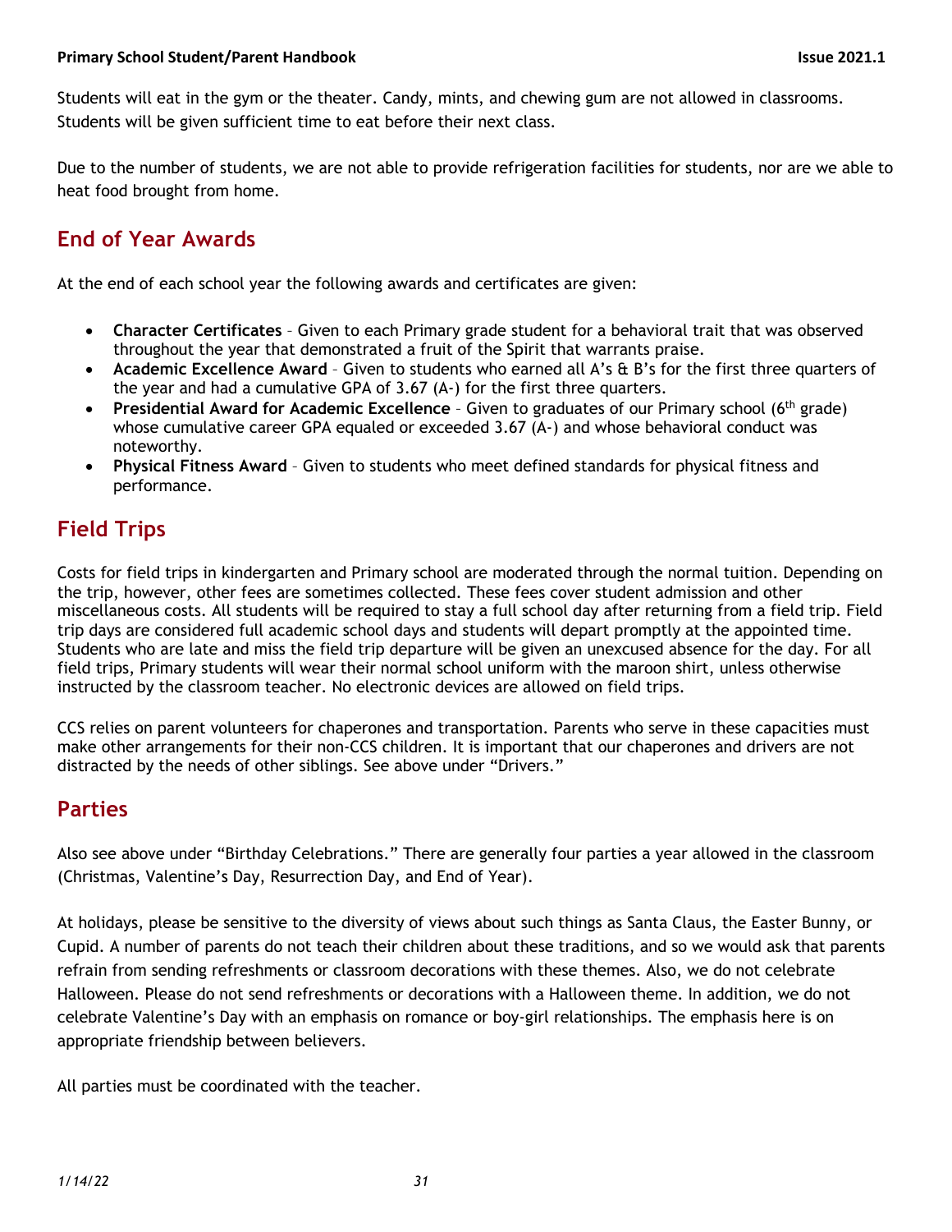Students will eat in the gym or the theater. Candy, mints, and chewing gum are not allowed in classrooms. Students will be given sufficient time to eat before their next class.

Due to the number of students, we are not able to provide refrigeration facilities for students, nor are we able to heat food brought from home.

## End of Year Awards

At the end of each school year the following awards and certificates are given:

- **Character Certificates** – Given to each Primary grade student for a behavioral trait that was observed throughout the year that demonstrated a fruit of the Spirit that warrants praise.
- **Academic Excellence Award** – Given to students who earned all A's & B's for the first three quarters of the year and had a cumulative GPA of 3.67 (A-) for the first three quarters.
- **Presidential Award for Academic Excellence** – Given to graduates of our Primary school (6th grade) whose cumulative career GPA equaled or exceeded 3.67 (A-) and whose behavioral conduct was noteworthy.
- **Physical Fitness Award** – Given to students who meet defined standards for physical fitness and performance.

## Field Trips

Costs for field trips in kindergarten and Primary school are moderated through the normal tuition. Depending on the trip, however, other fees are sometimes collected. These fees cover student admission and other miscellaneous costs. All students will be required to stay a full school day after returning from a field trip. Field trip days are considered full academic school days and students will depart promptly at the appointed time. Students who are late and miss the field trip departure will be given an unexcused absence for the day. For all field trips, Primary students will wear their normal school uniform with the maroon shirt, unless otherwise instructed by the classroom teacher. No electronic devices are allowed on field trips.

CCS relies on parent volunteers for chaperones and transportation. Parents who serve in these capacities must make other arrangements for their non-CCS children. It is important that our chaperones and drivers are not distracted by the needs of other siblings. See above under "Drivers."

## Parties

Also see above under "Birthday Celebrations." There are generally four parties a year allowed in the classroom (Christmas, Valentine's Day, Resurrection Day, and End of Year).

At holidays, please be sensitive to the diversity of views about such things as Santa Claus, the Easter Bunny, or Cupid. A number of parents do not teach their children about these traditions, and so we would ask that parents refrain from sending refreshments or classroom decorations with these themes. Also, we do not celebrate Halloween. Please do not send refreshments or decorations with a Halloween theme. In addition, we do not celebrate Valentine's Day with an emphasis on romance or boy-girl relationships. The emphasis here is on appropriate friendship between believers.

All parties must be coordinated with the teacher.